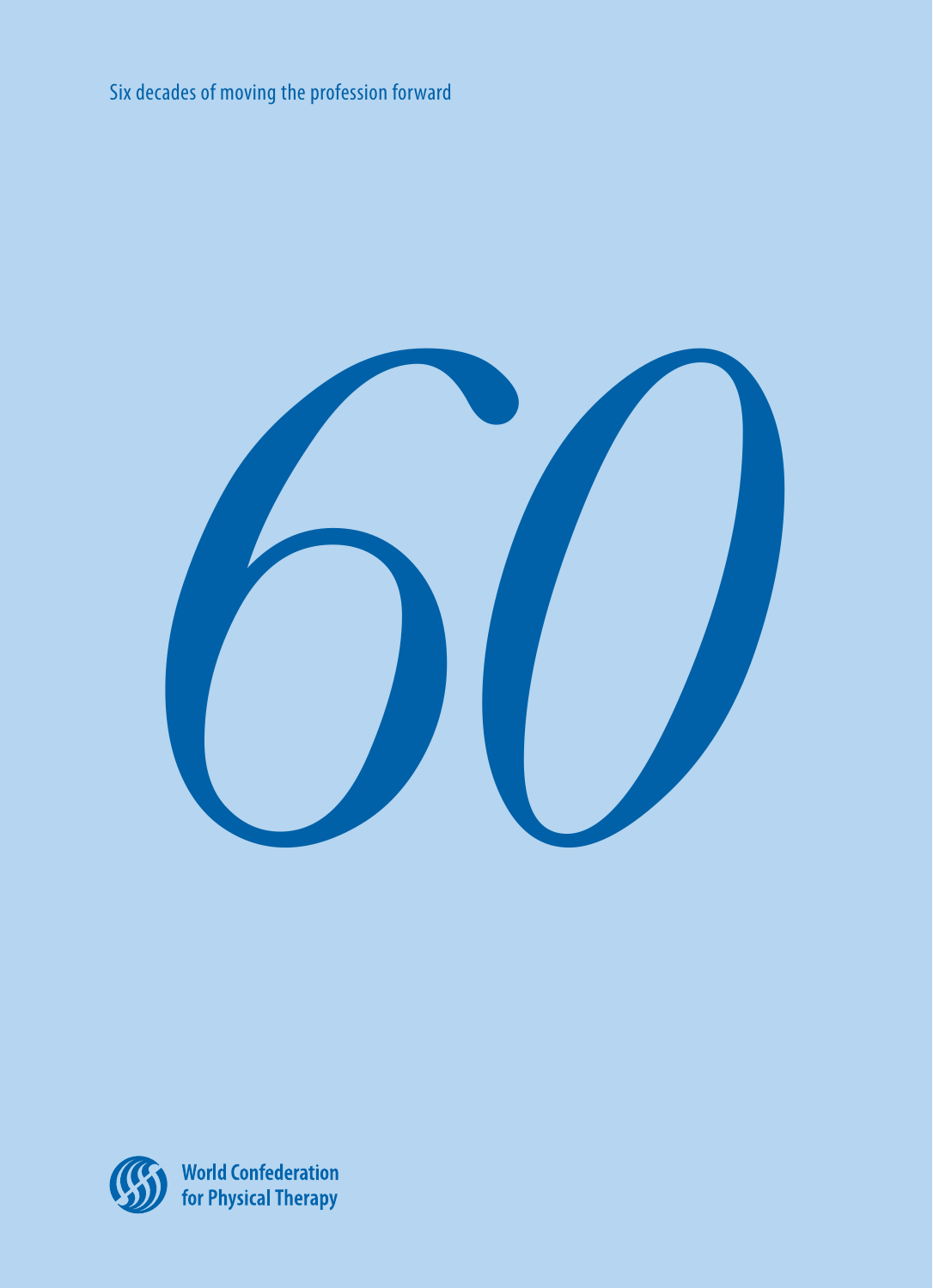Six decades of moving the profession forward

# 60

**World Confederation for Physical Therapy**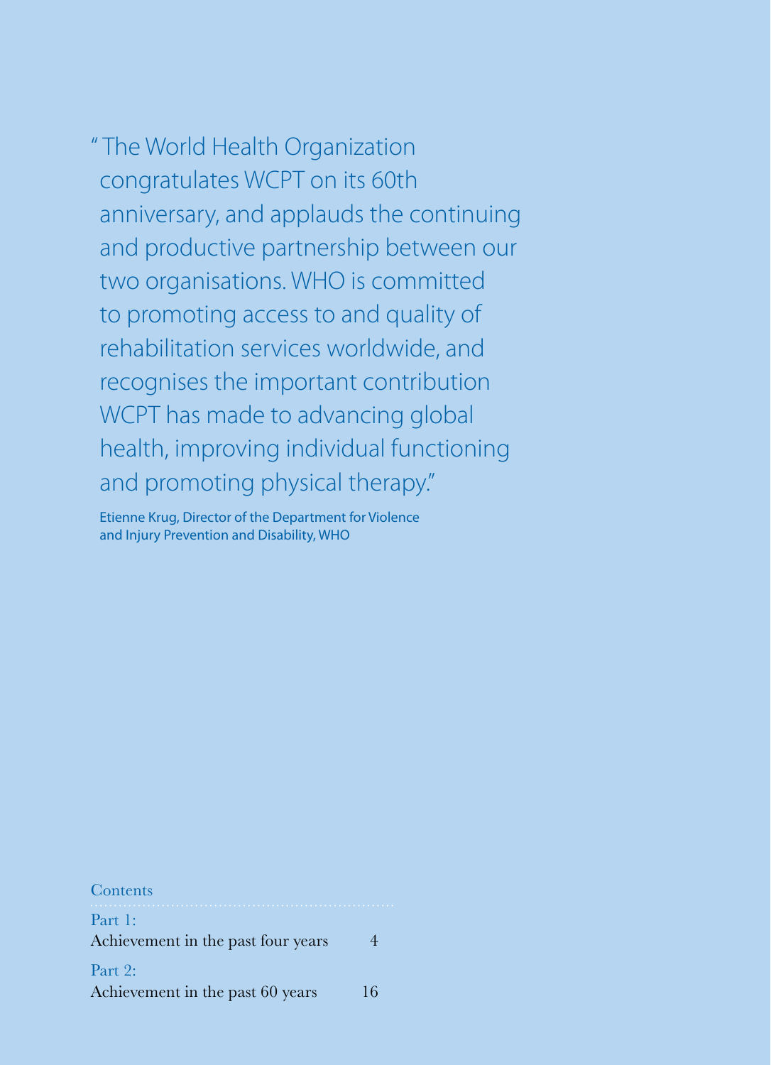> "The World Health Organization congratulates WCPT on its 60th anniversary, and applauds the continuing and productive partnership between our two organisations. WHO is committed to promoting access to and quality of rehabilitation services worldwide, and recognises the important contribution WCPT has made to advancing global health, improving individual functioning and promoting physical therapy."

Etienne Krug, Director of the Department for Violence and Injury Prevention and Disability, WHO

## Contents

Part 1:
Achievement in the past four years 4

Part 2:
Achievement in the past 60 years 16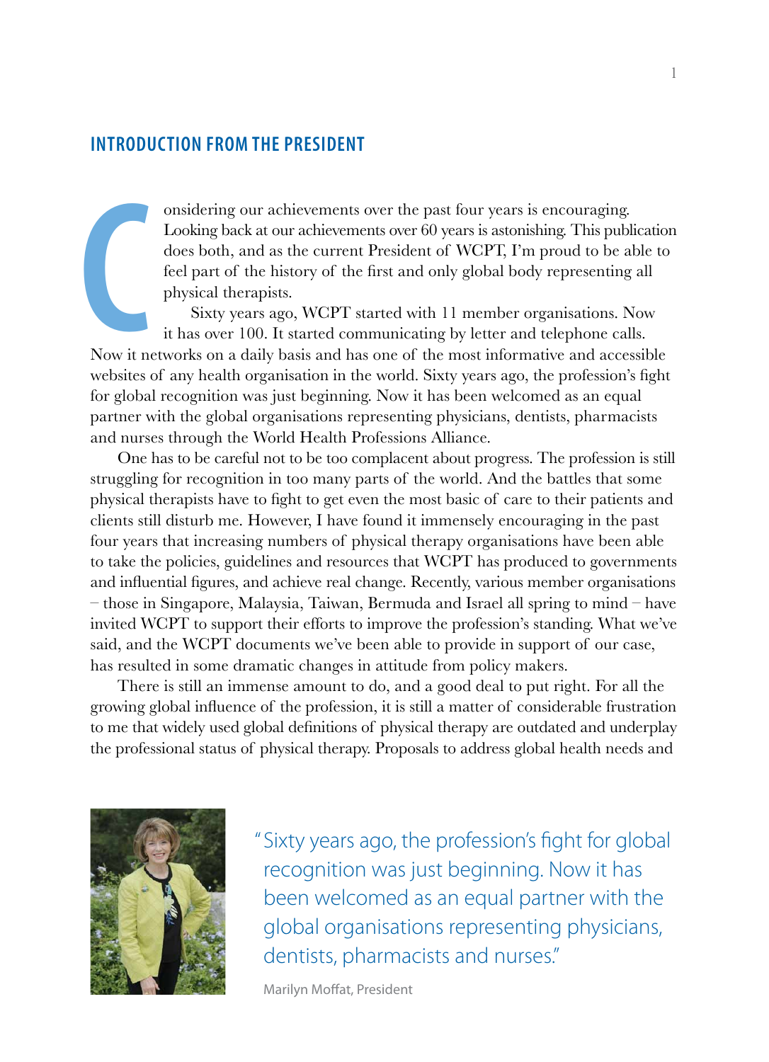## INTRODUCTION FROM THE PRESIDENT

Considering our achievements over the past four years is encouraging. Looking back at our achievements over 60 years is astonishing. This publication does both, and as the current President of WCPT, I'm proud to be able to feel part of the history of the first and only global body representing all physical therapists.

Sixty years ago, WCPT started with 11 member organisations. Now it has over 100. It started communicating by letter and telephone calls. Now it networks on a daily basis and has one of the most informative and accessible websites of any health organisation in the world. Sixty years ago, the profession's fight for global recognition was just beginning. Now it has been welcomed as an equal partner with the global organisations representing physicians, dentists, pharmacists and nurses through the World Health Professions Alliance.

One has to be careful not to be too complacent about progress. The profession is still struggling for recognition in too many parts of the world. And the battles that some physical therapists have to fight to get even the most basic of care to their patients and clients still disturb me. However, I have found it immensely encouraging in the past four years that increasing numbers of physical therapy organisations have been able to take the policies, guidelines and resources that WCPT has produced to governments and influential figures, and achieve real change. Recently, various member organisations – those in Singapore, Malaysia, Taiwan, Bermuda and Israel all spring to mind – have invited WCPT to support their efforts to improve the profession's standing. What we've said, and the WCPT documents we've been able to provide in support of our case, has resulted in some dramatic changes in attitude from policy makers.

There is still an immense amount to do, and a good deal to put right. For all the growing global influence of the profession, it is still a matter of considerable frustration to me that widely used global definitions of physical therapy are outdated and underplay the professional status of physical therapy. Proposals to address global health needs and

> "Sixty years ago, the profession's fight for global recognition was just beginning. Now it has been welcomed as an equal partner with the global organisations representing physicians, dentists, pharmacists and nurses."

Marilyn Moffat, President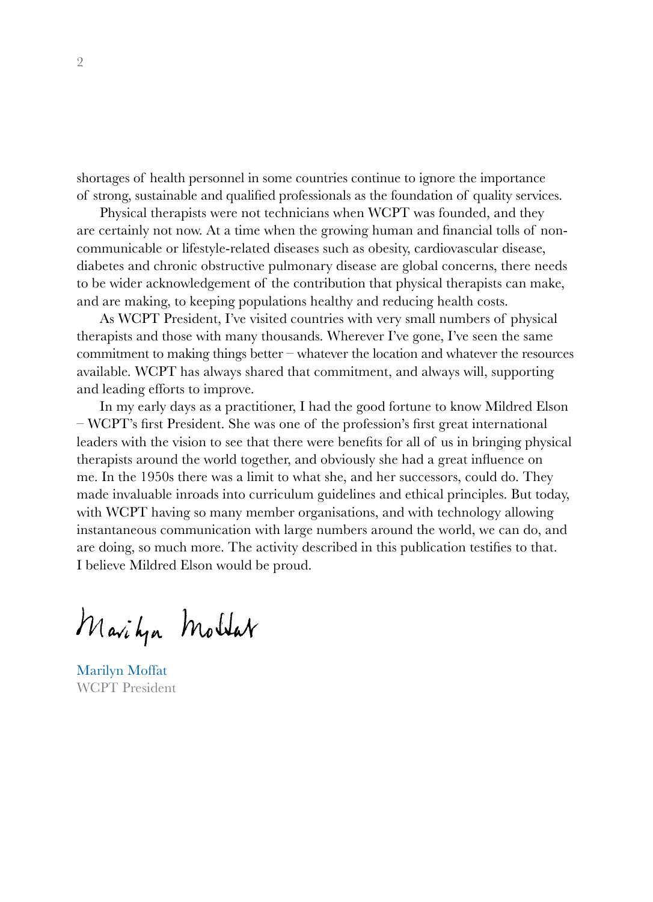shortages of health personnel in some countries continue to ignore the importance of strong, sustainable and qualified professionals as the foundation of quality services.

Physical therapists were not technicians when WCPT was founded, and they are certainly not now. At a time when the growing human and financial tolls of non-communicable or lifestyle-related diseases such as obesity, cardiovascular disease, diabetes and chronic obstructive pulmonary disease are global concerns, there needs to be wider acknowledgement of the contribution that physical therapists can make, and are making, to keeping populations healthy and reducing health costs.

As WCPT President, I've visited countries with very small numbers of physical therapists and those with many thousands. Wherever I've gone, I've seen the same commitment to making things better – whatever the location and whatever the resources available. WCPT has always shared that commitment, and always will, supporting and leading efforts to improve.

In my early days as a practitioner, I had the good fortune to know Mildred Elson – WCPT's first President. She was one of the profession's first great international leaders with the vision to see that there were benefits for all of us in bringing physical therapists around the world together, and obviously she had a great influence on me. In the 1950s there was a limit to what she, and her successors, could do. They made invaluable inroads into curriculum guidelines and ethical principles. But today, with WCPT having so many member organisations, and with technology allowing instantaneous communication with large numbers around the world, we can do, and are doing, so much more. The activity described in this publication testifies to that. I believe Mildred Elson would be proud.

Marilyn Moffat

Marilyn Moffat
WCPT President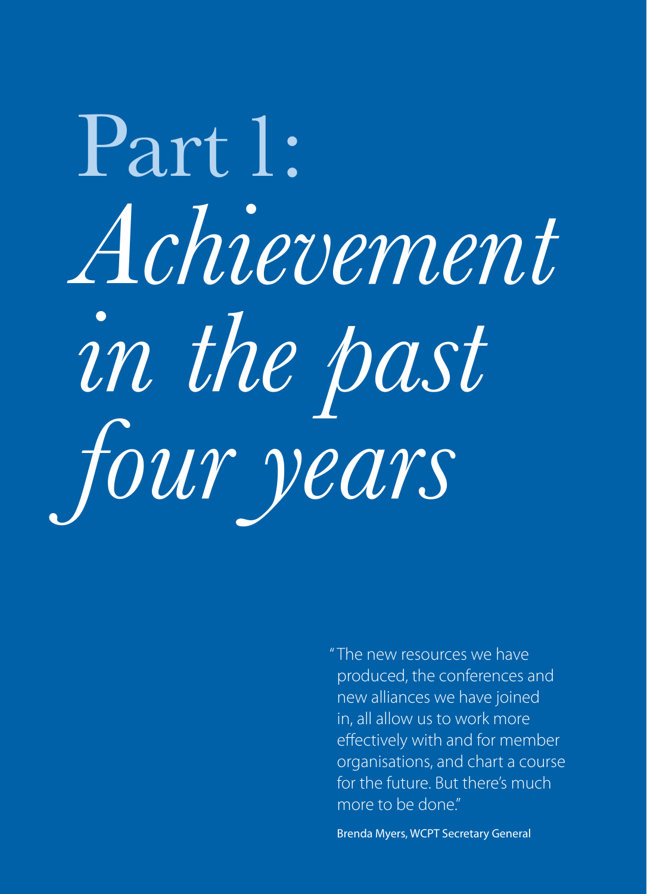# Part 1: *Achievement in the past four years*

> "The new resources we have produced, the conferences and new alliances we have joined in, all allow us to work more effectively with and for member organisations, and chart a course for the future. But there's much more to be done."
>
> Brenda Myers, WCPT Secretary General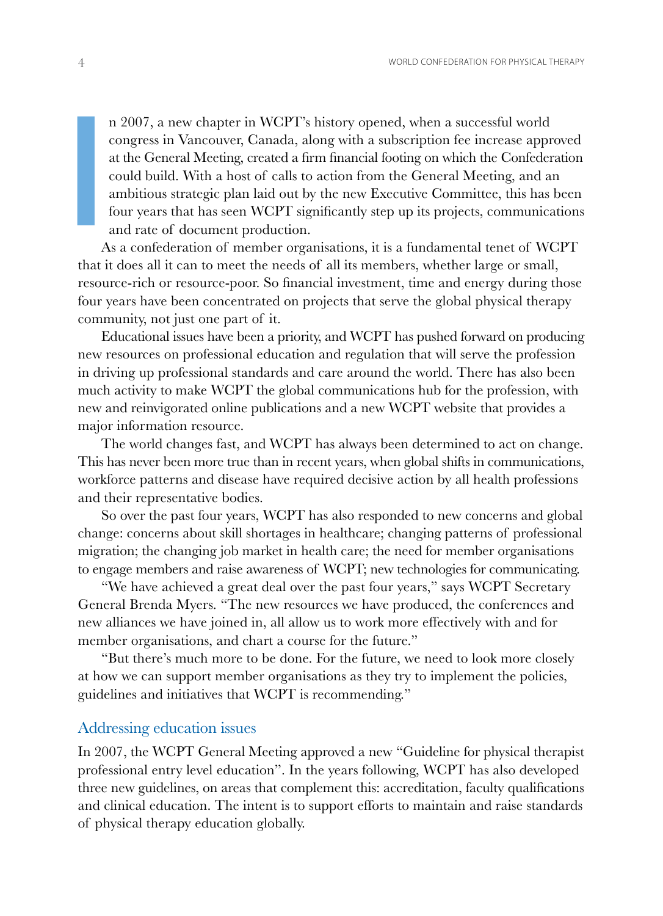In 2007, a new chapter in WCPT's history opened, when a successful world congress in Vancouver, Canada, along with a subscription fee increase approved at the General Meeting, created a firm financial footing on which the Confederation could build. With a host of calls to action from the General Meeting, and an ambitious strategic plan laid out by the new Executive Committee, this has been four years that has seen WCPT significantly step up its projects, communications and rate of document production.

As a confederation of member organisations, it is a fundamental tenet of WCPT that it does all it can to meet the needs of all its members, whether large or small, resource-rich or resource-poor. So financial investment, time and energy during those four years have been concentrated on projects that serve the global physical therapy community, not just one part of it.

Educational issues have been a priority, and WCPT has pushed forward on producing new resources on professional education and regulation that will serve the profession in driving up professional standards and care around the world. There has also been much activity to make WCPT the global communications hub for the profession, with new and reinvigorated online publications and a new WCPT website that provides a major information resource.

The world changes fast, and WCPT has always been determined to act on change. This has never been more true than in recent years, when global shifts in communications, workforce patterns and disease have required decisive action by all health professions and their representative bodies.

So over the past four years, WCPT has also responded to new concerns and global change: concerns about skill shortages in healthcare; changing patterns of professional migration; the changing job market in health care; the need for member organisations to engage members and raise awareness of WCPT; new technologies for communicating.

"We have achieved a great deal over the past four years," says WCPT Secretary General Brenda Myers. "The new resources we have produced, the conferences and new alliances we have joined in, all allow us to work more effectively with and for member organisations, and chart a course for the future."

"But there's much more to be done. For the future, we need to look more closely at how we can support member organisations as they try to implement the policies, guidelines and initiatives that WCPT is recommending."

## Addressing education issues

In 2007, the WCPT General Meeting approved a new "Guideline for physical therapist professional entry level education". In the years following, WCPT has also developed three new guidelines, on areas that complement this: accreditation, faculty qualifications and clinical education. The intent is to support efforts to maintain and raise standards of physical therapy education globally.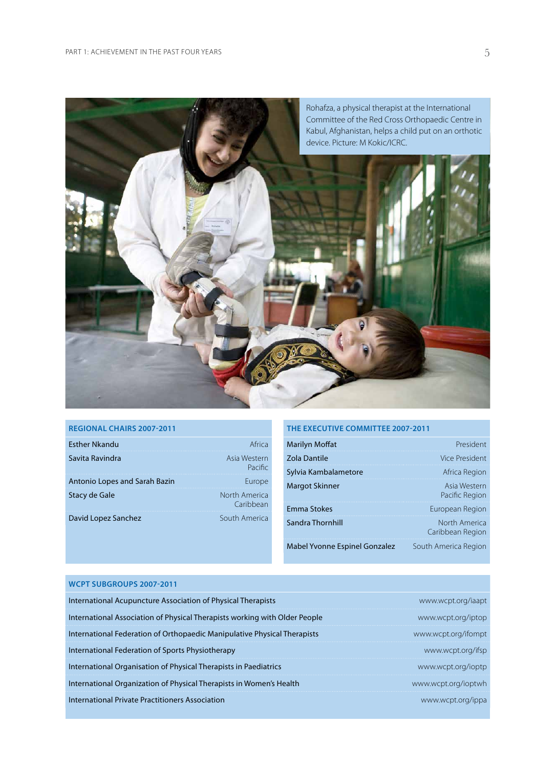Rohafza, a physical therapist at the International Committee of the Red Cross Orthopaedic Centre in Kabul, Afghanistan, helps a child put on an orthotic device. Picture: M Kokic/ICRC.

## REGIONAL CHAIRS 2007-2011

| Name | Region |
|---|---|
| Esther Nkandu | Africa |
| Savita Ravindra | Asia Western Pacific |
| Antonio Lopes and Sarah Bazin | Europe |
| Stacy de Gale | North America Caribbean |
| David Lopez Sanchez | South America |

## THE EXECUTIVE COMMITTEE 2007-2011

| Name | Role |
|---|---|
| Marilyn Moffat | President |
| Zola Dantile | Vice President |
| Sylvia Kambalametore | Africa Region |
| Margot Skinner | Asia Western Pacific Region |
| Emma Stokes | European Region |
| Sandra Thornhill | North America Caribbean Region |
| Mabel Yvonne Espinel Gonzalez | South America Region |

## WCPT SUBGROUPS 2007-2011

| Subgroup | Website |
|---|---|
| International Acupuncture Association of Physical Therapists | www.wcpt.org/iaapt |
| International Association of Physical Therapists working with Older People | www.wcpt.org/iptop |
| International Federation of Orthopaedic Manipulative Physical Therapists | www.wcpt.org/ifompt |
| International Federation of Sports Physiotherapy | www.wcpt.org/ifsp |
| International Organisation of Physical Therapists in Paediatrics | www.wcpt.org/ioptp |
| International Organization of Physical Therapists in Women's Health | www.wcpt.org/ioptwh |
| International Private Practitioners Association | www.wcpt.org/ippa |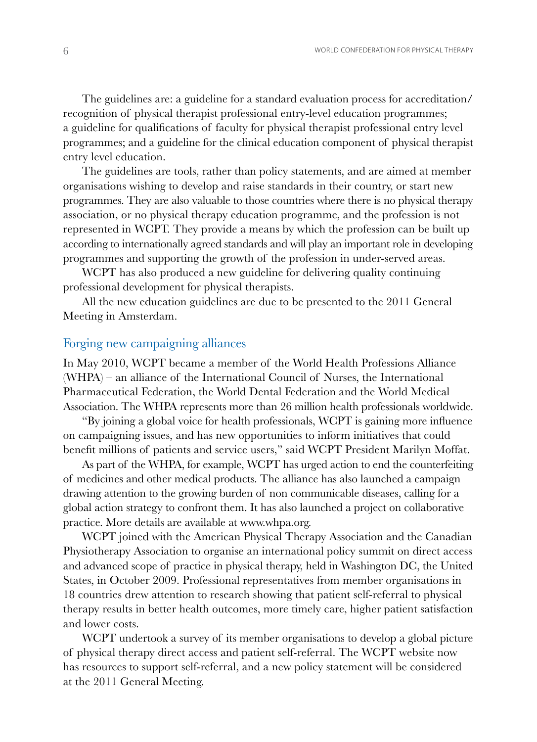The guidelines are: a guideline for a standard evaluation process for accreditation/ recognition of physical therapist professional entry-level education programmes; a guideline for qualifications of faculty for physical therapist professional entry level programmes; and a guideline for the clinical education component of physical therapist entry level education.

The guidelines are tools, rather than policy statements, and are aimed at member organisations wishing to develop and raise standards in their country, or start new programmes. They are also valuable to those countries where there is no physical therapy association, or no physical therapy education programme, and the profession is not represented in WCPT. They provide a means by which the profession can be built up according to internationally agreed standards and will play an important role in developing programmes and supporting the growth of the profession in under-served areas.

WCPT has also produced a new guideline for delivering quality continuing professional development for physical therapists.

All the new education guidelines are due to be presented to the 2011 General Meeting in Amsterdam.

## Forging new campaigning alliances

In May 2010, WCPT became a member of the World Health Professions Alliance (WHPA) – an alliance of the International Council of Nurses, the International Pharmaceutical Federation, the World Dental Federation and the World Medical Association. The WHPA represents more than 26 million health professionals worldwide.

"By joining a global voice for health professionals, WCPT is gaining more influence on campaigning issues, and has new opportunities to inform initiatives that could benefit millions of patients and service users," said WCPT President Marilyn Moffat.

As part of the WHPA, for example, WCPT has urged action to end the counterfeiting of medicines and other medical products. The alliance has also launched a campaign drawing attention to the growing burden of non communicable diseases, calling for a global action strategy to confront them. It has also launched a project on collaborative practice. More details are available at www.whpa.org.

WCPT joined with the American Physical Therapy Association and the Canadian Physiotherapy Association to organise an international policy summit on direct access and advanced scope of practice in physical therapy, held in Washington DC, the United States, in October 2009. Professional representatives from member organisations in 18 countries drew attention to research showing that patient self-referral to physical therapy results in better health outcomes, more timely care, higher patient satisfaction and lower costs.

WCPT undertook a survey of its member organisations to develop a global picture of physical therapy direct access and patient self-referral. The WCPT website now has resources to support self-referral, and a new policy statement will be considered at the 2011 General Meeting.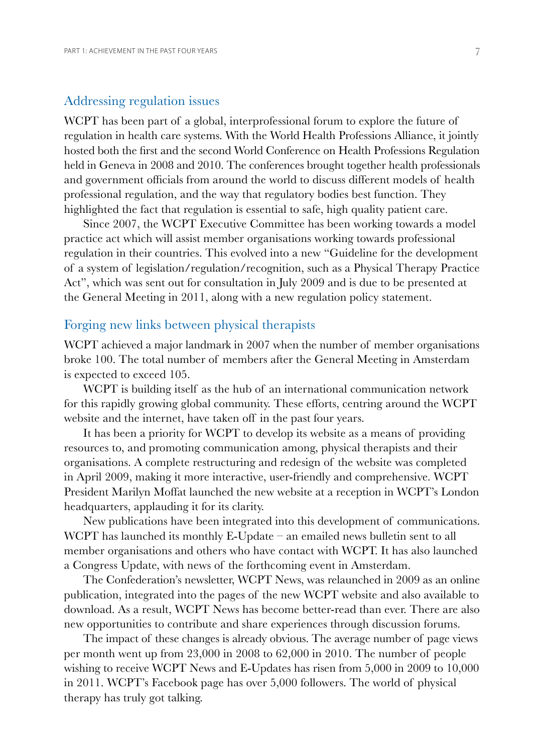## Addressing regulation issues

WCPT has been part of a global, interprofessional forum to explore the future of regulation in health care systems. With the World Health Professions Alliance, it jointly hosted both the first and the second World Conference on Health Professions Regulation held in Geneva in 2008 and 2010. The conferences brought together health professionals and government officials from around the world to discuss different models of health professional regulation, and the way that regulatory bodies best function. They highlighted the fact that regulation is essential to safe, high quality patient care.

Since 2007, the WCPT Executive Committee has been working towards a model practice act which will assist member organisations working towards professional regulation in their countries. This evolved into a new "Guideline for the development of a system of legislation/regulation/recognition, such as a Physical Therapy Practice Act", which was sent out for consultation in July 2009 and is due to be presented at the General Meeting in 2011, along with a new regulation policy statement.

## Forging new links between physical therapists

WCPT achieved a major landmark in 2007 when the number of member organisations broke 100. The total number of members after the General Meeting in Amsterdam is expected to exceed 105.

WCPT is building itself as the hub of an international communication network for this rapidly growing global community. These efforts, centring around the WCPT website and the internet, have taken off in the past four years.

It has been a priority for WCPT to develop its website as a means of providing resources to, and promoting communication among, physical therapists and their organisations. A complete restructuring and redesign of the website was completed in April 2009, making it more interactive, user-friendly and comprehensive. WCPT President Marilyn Moffat launched the new website at a reception in WCPT's London headquarters, applauding it for its clarity.

New publications have been integrated into this development of communications. WCPT has launched its monthly E-Update – an emailed news bulletin sent to all member organisations and others who have contact with WCPT. It has also launched a Congress Update, with news of the forthcoming event in Amsterdam.

The Confederation's newsletter, WCPT News, was relaunched in 2009 as an online publication, integrated into the pages of the new WCPT website and also available to download. As a result, WCPT News has become better-read than ever. There are also new opportunities to contribute and share experiences through discussion forums.

The impact of these changes is already obvious. The average number of page views per month went up from 23,000 in 2008 to 62,000 in 2010. The number of people wishing to receive WCPT News and E-Updates has risen from 5,000 in 2009 to 10,000 in 2011. WCPT's Facebook page has over 5,000 followers. The world of physical therapy has truly got talking.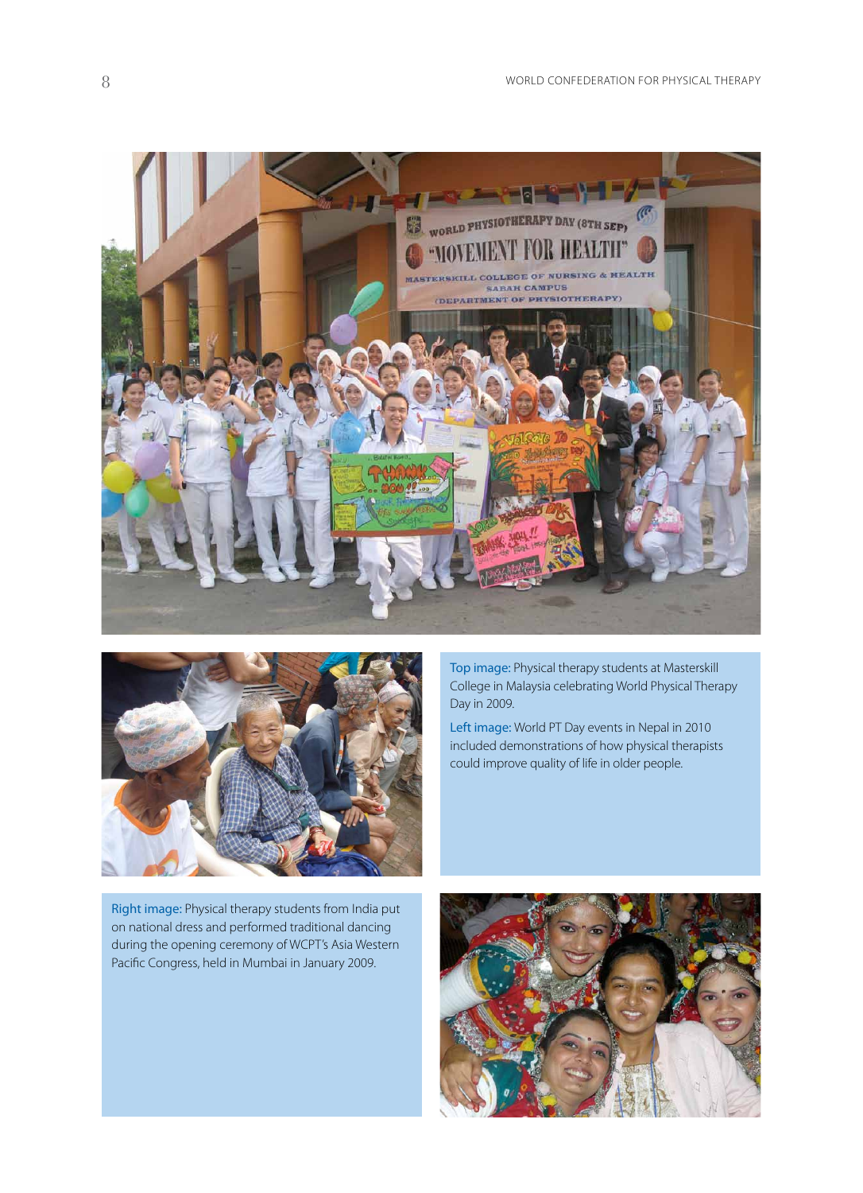Top image: Physical therapy students at Masterskill College in Malaysia celebrating World Physical Therapy Day in 2009.

Left image: World PT Day events in Nepal in 2010 included demonstrations of how physical therapists could improve quality of life in older people.

Right image: Physical therapy students from India put on national dress and performed traditional dancing during the opening ceremony of WCPT's Asia Western Pacific Congress, held in Mumbai in January 2009.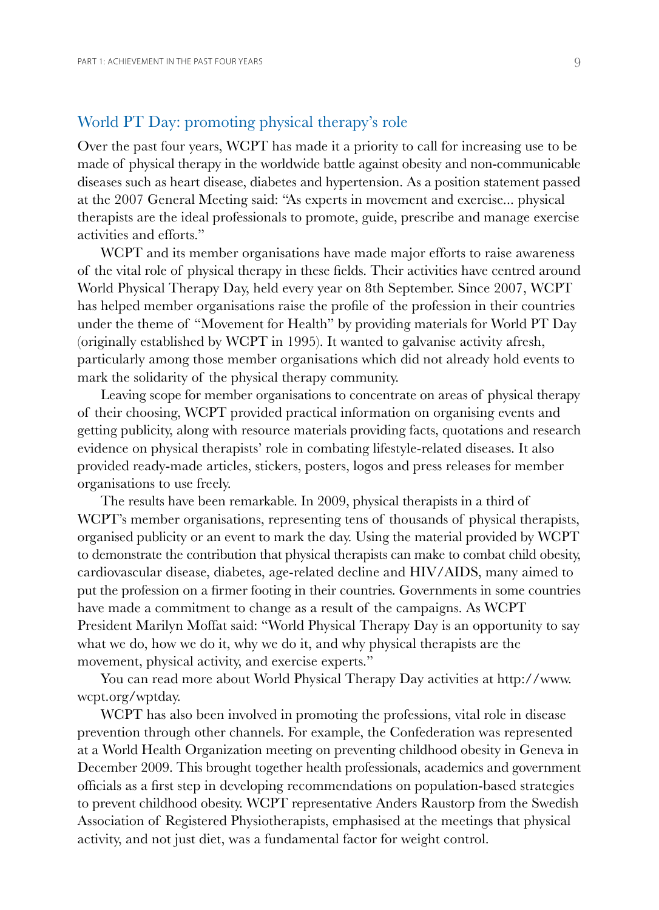## World PT Day: promoting physical therapy's role

Over the past four years, WCPT has made it a priority to call for increasing use to be made of physical therapy in the worldwide battle against obesity and non-communicable diseases such as heart disease, diabetes and hypertension. As a position statement passed at the 2007 General Meeting said: "As experts in movement and exercise... physical therapists are the ideal professionals to promote, guide, prescribe and manage exercise activities and efforts."

WCPT and its member organisations have made major efforts to raise awareness of the vital role of physical therapy in these fields. Their activities have centred around World Physical Therapy Day, held every year on 8th September. Since 2007, WCPT has helped member organisations raise the profile of the profession in their countries under the theme of "Movement for Health" by providing materials for World PT Day (originally established by WCPT in 1995). It wanted to galvanise activity afresh, particularly among those member organisations which did not already hold events to mark the solidarity of the physical therapy community.

Leaving scope for member organisations to concentrate on areas of physical therapy of their choosing, WCPT provided practical information on organising events and getting publicity, along with resource materials providing facts, quotations and research evidence on physical therapists' role in combating lifestyle-related diseases. It also provided ready-made articles, stickers, posters, logos and press releases for member organisations to use freely.

The results have been remarkable. In 2009, physical therapists in a third of WCPT's member organisations, representing tens of thousands of physical therapists, organised publicity or an event to mark the day. Using the material provided by WCPT to demonstrate the contribution that physical therapists can make to combat child obesity, cardiovascular disease, diabetes, age-related decline and HIV/AIDS, many aimed to put the profession on a firmer footing in their countries. Governments in some countries have made a commitment to change as a result of the campaigns. As WCPT President Marilyn Moffat said: "World Physical Therapy Day is an opportunity to say what we do, how we do it, why we do it, and why physical therapists are the movement, physical activity, and exercise experts."

You can read more about World Physical Therapy Day activities at http://www.wcpt.org/wptday.

WCPT has also been involved in promoting the professions, vital role in disease prevention through other channels. For example, the Confederation was represented at a World Health Organization meeting on preventing childhood obesity in Geneva in December 2009. This brought together health professionals, academics and government officials as a first step in developing recommendations on population-based strategies to prevent childhood obesity. WCPT representative Anders Raustorp from the Swedish Association of Registered Physiotherapists, emphasised at the meetings that physical activity, and not just diet, was a fundamental factor for weight control.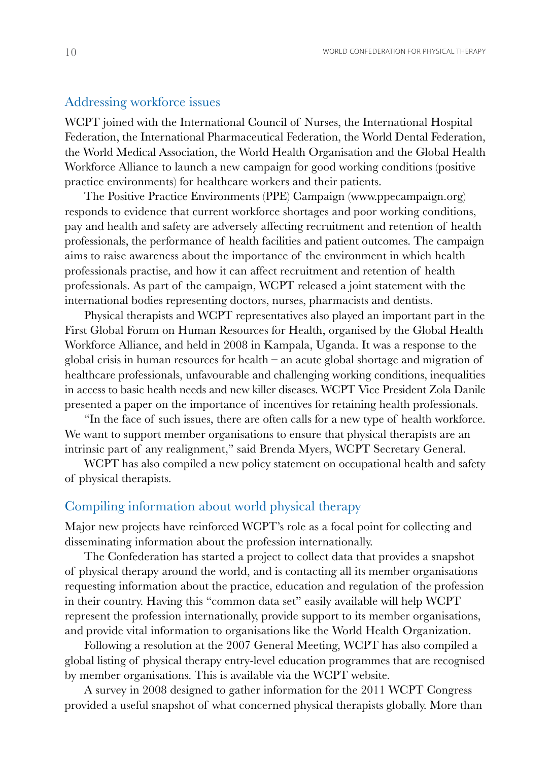## Addressing workforce issues

WCPT joined with the International Council of Nurses, the International Hospital Federation, the International Pharmaceutical Federation, the World Dental Federation, the World Medical Association, the World Health Organisation and the Global Health Workforce Alliance to launch a new campaign for good working conditions (positive practice environments) for healthcare workers and their patients.

The Positive Practice Environments (PPE) Campaign (www.ppecampaign.org) responds to evidence that current workforce shortages and poor working conditions, pay and health and safety are adversely affecting recruitment and retention of health professionals, the performance of health facilities and patient outcomes. The campaign aims to raise awareness about the importance of the environment in which health professionals practise, and how it can affect recruitment and retention of health professionals. As part of the campaign, WCPT released a joint statement with the international bodies representing doctors, nurses, pharmacists and dentists.

Physical therapists and WCPT representatives also played an important part in the First Global Forum on Human Resources for Health, organised by the Global Health Workforce Alliance, and held in 2008 in Kampala, Uganda. It was a response to the global crisis in human resources for health – an acute global shortage and migration of healthcare professionals, unfavourable and challenging working conditions, inequalities in access to basic health needs and new killer diseases. WCPT Vice President Zola Danile presented a paper on the importance of incentives for retaining health professionals.

"In the face of such issues, there are often calls for a new type of health workforce. We want to support member organisations to ensure that physical therapists are an intrinsic part of any realignment," said Brenda Myers, WCPT Secretary General.

WCPT has also compiled a new policy statement on occupational health and safety of physical therapists.

## Compiling information about world physical therapy

Major new projects have reinforced WCPT's role as a focal point for collecting and disseminating information about the profession internationally.

The Confederation has started a project to collect data that provides a snapshot of physical therapy around the world, and is contacting all its member organisations requesting information about the practice, education and regulation of the profession in their country. Having this "common data set" easily available will help WCPT represent the profession internationally, provide support to its member organisations, and provide vital information to organisations like the World Health Organization.

Following a resolution at the 2007 General Meeting, WCPT has also compiled a global listing of physical therapy entry-level education programmes that are recognised by member organisations. This is available via the WCPT website.

A survey in 2008 designed to gather information for the 2011 WCPT Congress provided a useful snapshot of what concerned physical therapists globally. More than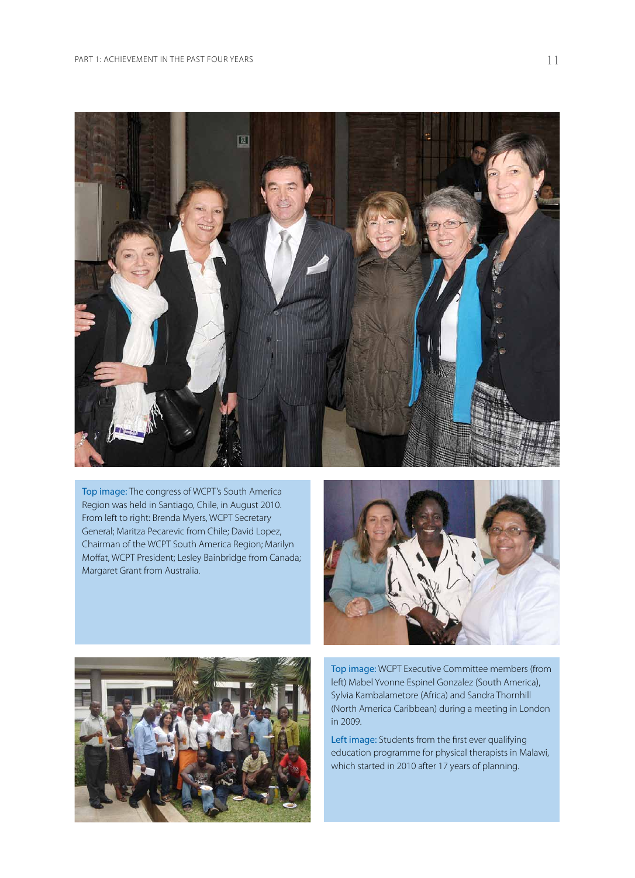**Top image:** The congress of WCPT's South America Region was held in Santiago, Chile, in August 2010. From left to right: Brenda Myers, WCPT Secretary General; Maritza Pecarevic from Chile; David Lopez, Chairman of the WCPT South America Region; Marilyn Moffat, WCPT President; Lesley Bainbridge from Canada; Margaret Grant from Australia.

**Top image:** WCPT Executive Committee members (from left) Mabel Yvonne Espinel Gonzalez (South America), Sylvia Kambalametore (Africa) and Sandra Thornhill (North America Caribbean) during a meeting in London in 2009.

**Left image:** Students from the first ever qualifying education programme for physical therapists in Malawi, which started in 2010 after 17 years of planning.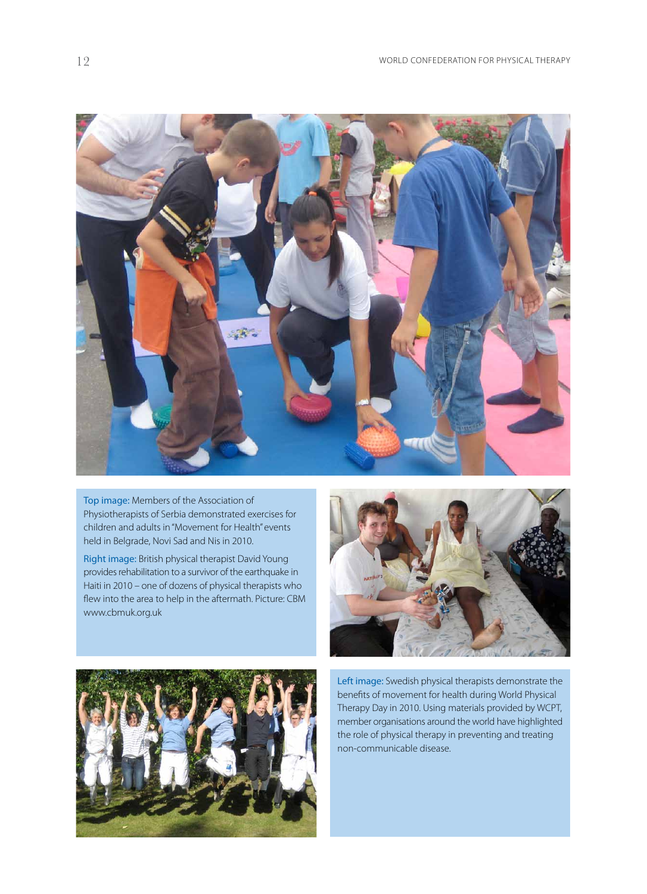**Top image:** Members of the Association of Physiotherapists of Serbia demonstrated exercises for children and adults in "Movement for Health" events held in Belgrade, Novi Sad and Nis in 2010.

**Right image:** British physical therapist David Young provides rehabilitation to a survivor of the earthquake in Haiti in 2010 – one of dozens of physical therapists who flew into the area to help in the aftermath. Picture: CBM www.cbmuk.org.uk

**Left image:** Swedish physical therapists demonstrate the benefits of movement for health during World Physical Therapy Day in 2010. Using materials provided by WCPT, member organisations around the world have highlighted the role of physical therapy in preventing and treating non-communicable disease.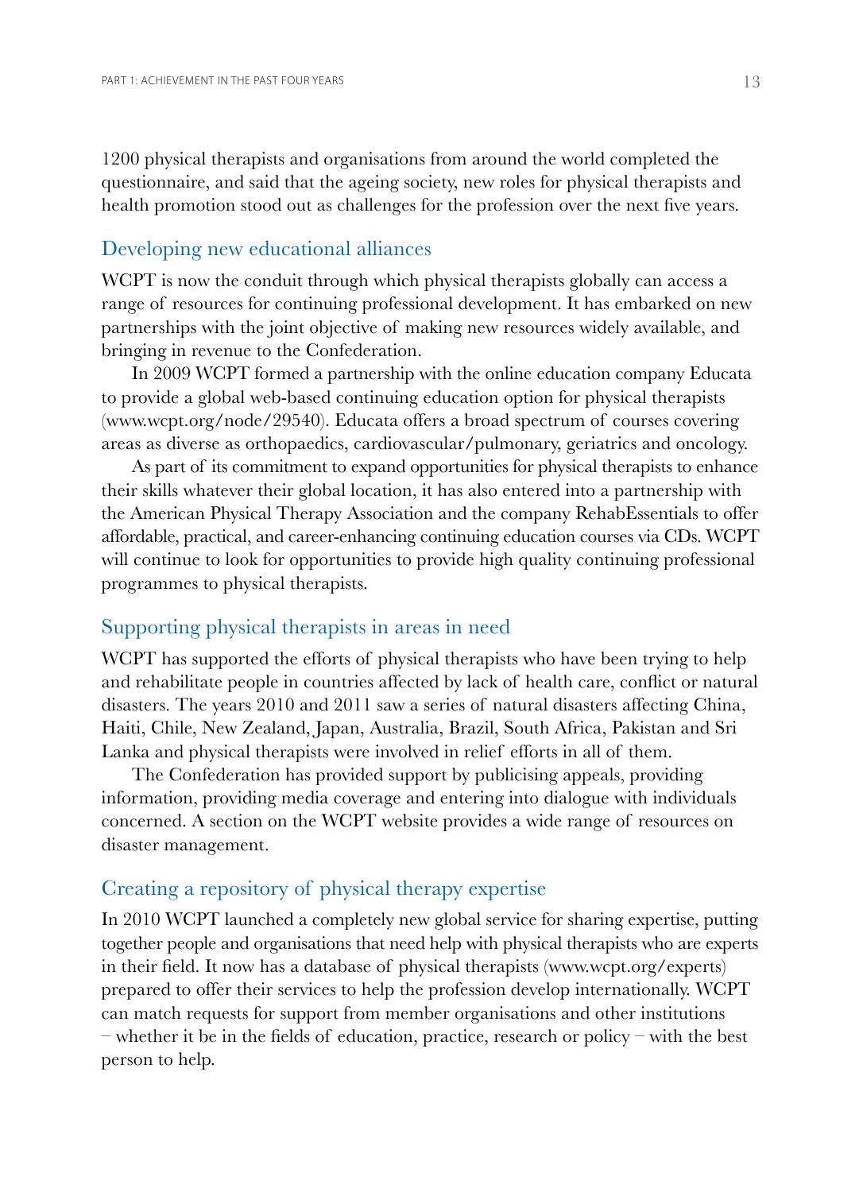1200 physical therapists and organisations from around the world completed the questionnaire, and said that the ageing society, new roles for physical therapists and health promotion stood out as challenges for the profession over the next five years.

## Developing new educational alliances

WCPT is now the conduit through which physical therapists globally can access a range of resources for continuing professional development. It has embarked on new partnerships with the joint objective of making new resources widely available, and bringing in revenue to the Confederation.

In 2009 WCPT formed a partnership with the online education company Educata to provide a global web-based continuing education option for physical therapists (www.wcpt.org/node/29540). Educata offers a broad spectrum of courses covering areas as diverse as orthopaedics, cardiovascular/pulmonary, geriatrics and oncology.

As part of its commitment to expand opportunities for physical therapists to enhance their skills whatever their global location, it has also entered into a partnership with the American Physical Therapy Association and the company RehabEssentials to offer affordable, practical, and career-enhancing continuing education courses via CDs. WCPT will continue to look for opportunities to provide high quality continuing professional programmes to physical therapists.

## Supporting physical therapists in areas in need

WCPT has supported the efforts of physical therapists who have been trying to help and rehabilitate people in countries affected by lack of health care, conflict or natural disasters. The years 2010 and 2011 saw a series of natural disasters affecting China, Haiti, Chile, New Zealand, Japan, Australia, Brazil, South Africa, Pakistan and Sri Lanka and physical therapists were involved in relief efforts in all of them.

The Confederation has provided support by publicising appeals, providing information, providing media coverage and entering into dialogue with individuals concerned. A section on the WCPT website provides a wide range of resources on disaster management.

## Creating a repository of physical therapy expertise

In 2010 WCPT launched a completely new global service for sharing expertise, putting together people and organisations that need help with physical therapists who are experts in their field. It now has a database of physical therapists (www.wcpt.org/experts) prepared to offer their services to help the profession develop internationally. WCPT can match requests for support from member organisations and other institutions – whether it be in the fields of education, practice, research or policy – with the best person to help.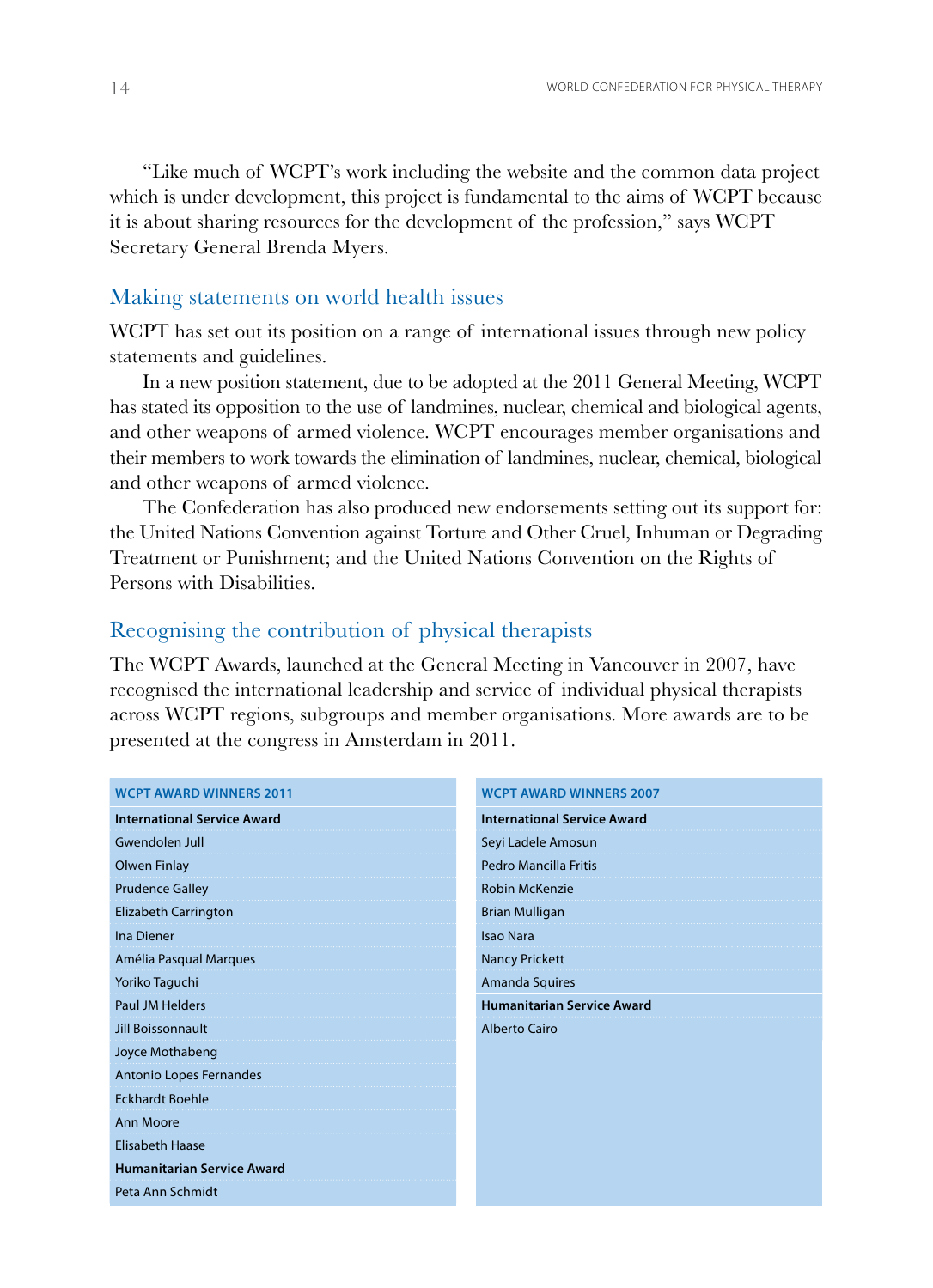"Like much of WCPT's work including the website and the common data project which is under development, this project is fundamental to the aims of WCPT because it is about sharing resources for the development of the profession," says WCPT Secretary General Brenda Myers.

## Making statements on world health issues

WCPT has set out its position on a range of international issues through new policy statements and guidelines.

In a new position statement, due to be adopted at the 2011 General Meeting, WCPT has stated its opposition to the use of landmines, nuclear, chemical and biological agents, and other weapons of armed violence. WCPT encourages member organisations and their members to work towards the elimination of landmines, nuclear, chemical, biological and other weapons of armed violence.

The Confederation has also produced new endorsements setting out its support for: the United Nations Convention against Torture and Other Cruel, Inhuman or Degrading Treatment or Punishment; and the United Nations Convention on the Rights of Persons with Disabilities.

## Recognising the contribution of physical therapists

The WCPT Awards, launched at the General Meeting in Vancouver in 2007, have recognised the international leadership and service of individual physical therapists across WCPT regions, subgroups and member organisations. More awards are to be presented at the congress in Amsterdam in 2011.

| WCPT AWARD WINNERS 2011 |
|---|
| **International Service Award** |
| Gwendolen Jull |
| Olwen Finlay |
| Prudence Galley |
| Elizabeth Carrington |
| Ina Diener |
| Amélia Pasqual Marques |
| Yoriko Taguchi |
| Paul JM Helders |
| Jill Boissonnault |
| Joyce Mothabeng |
| Antonio Lopes Fernandes |
| Eckhardt Boehle |
| Ann Moore |
| Elisabeth Haase |
| **Humanitarian Service Award** |
| Peta Ann Schmidt |

| WCPT AWARD WINNERS 2007 |
|---|
| **International Service Award** |
| Seyi Ladele Amosun |
| Pedro Mancilla Fritis |
| Robin McKenzie |
| Brian Mulligan |
| Isao Nara |
| Nancy Prickett |
| Amanda Squires |
| **Humanitarian Service Award** |
| Alberto Cairo |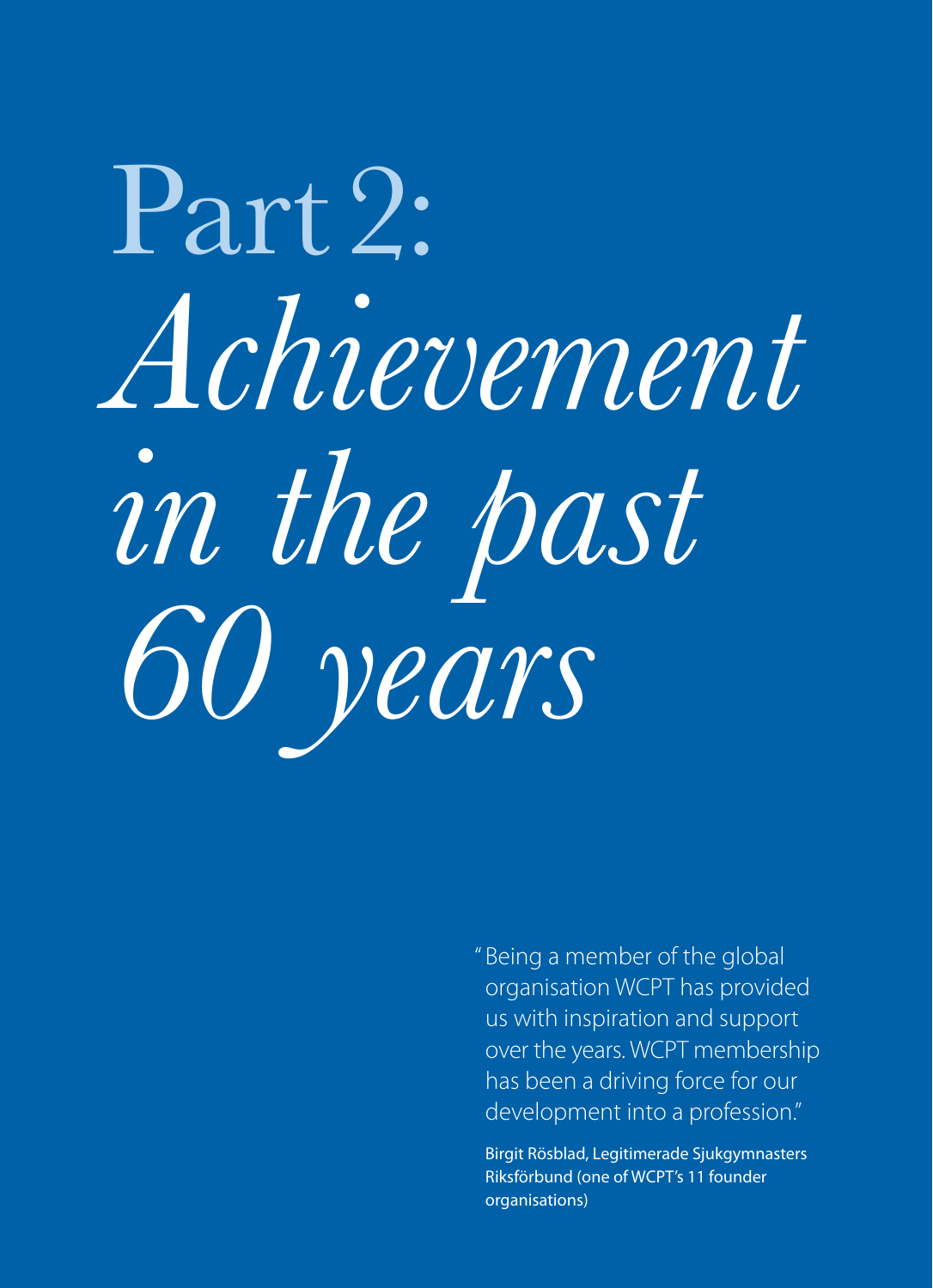# Part 2: *Achievement in the past 60 years*

"Being a member of the global organisation WCPT has provided us with inspiration and support over the years. WCPT membership has been a driving force for our development into a profession."

Birgit Rösblad, Legitimerade Sjukgymnasters Riksförbund (one of WCPT's 11 founder organisations)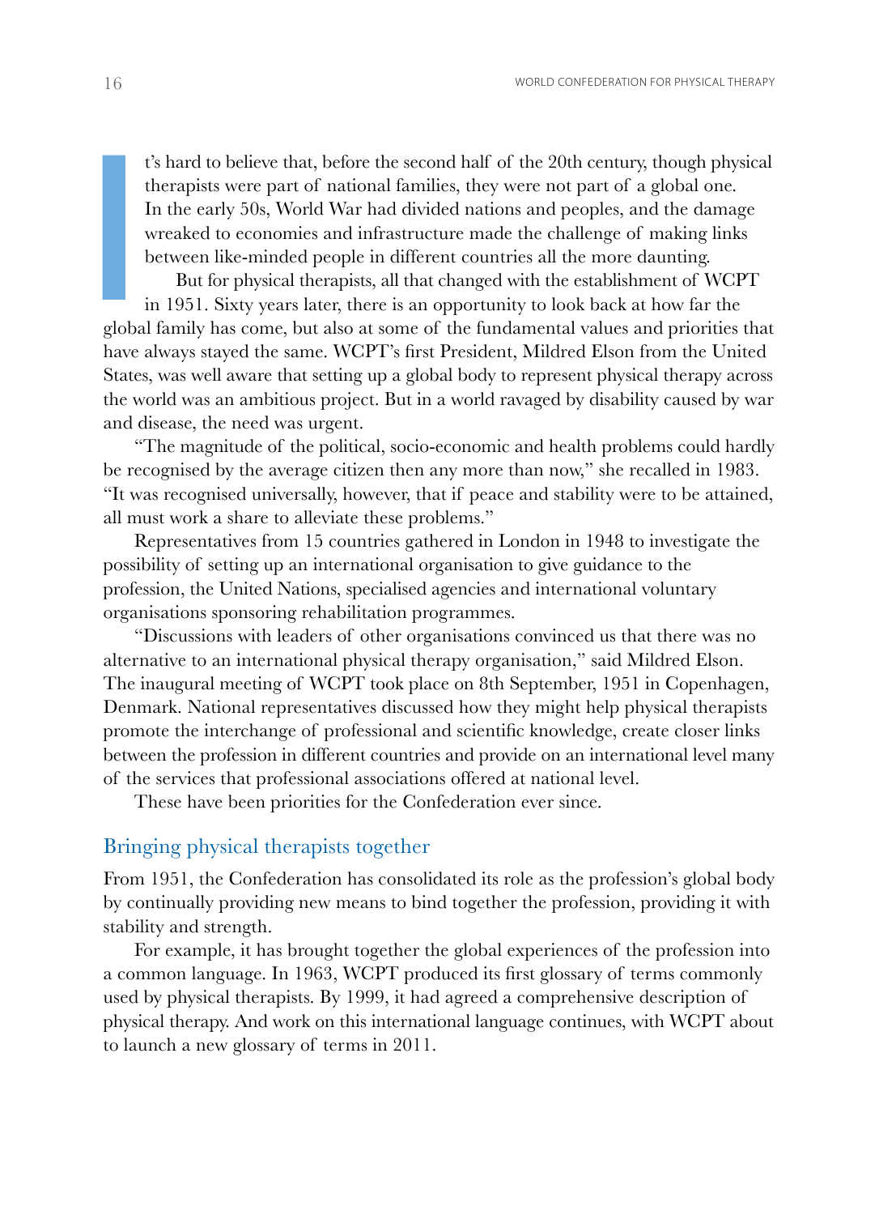It's hard to believe that, before the second half of the 20th century, though physical therapists were part of national families, they were not part of a global one. In the early 50s, World War had divided nations and peoples, and the damage wreaked to economies and infrastructure made the challenge of making links between like-minded people in different countries all the more daunting.

But for physical therapists, all that changed with the establishment of WCPT in 1951. Sixty years later, there is an opportunity to look back at how far the global family has come, but also at some of the fundamental values and priorities that have always stayed the same. WCPT's first President, Mildred Elson from the United States, was well aware that setting up a global body to represent physical therapy across the world was an ambitious project. But in a world ravaged by disability caused by war and disease, the need was urgent.

"The magnitude of the political, socio-economic and health problems could hardly be recognised by the average citizen then any more than now," she recalled in 1983. "It was recognised universally, however, that if peace and stability were to be attained, all must work a share to alleviate these problems."

Representatives from 15 countries gathered in London in 1948 to investigate the possibility of setting up an international organisation to give guidance to the profession, the United Nations, specialised agencies and international voluntary organisations sponsoring rehabilitation programmes.

"Discussions with leaders of other organisations convinced us that there was no alternative to an international physical therapy organisation," said Mildred Elson. The inaugural meeting of WCPT took place on 8th September, 1951 in Copenhagen, Denmark. National representatives discussed how they might help physical therapists promote the interchange of professional and scientific knowledge, create closer links between the profession in different countries and provide on an international level many of the services that professional associations offered at national level.

These have been priorities for the Confederation ever since.

## Bringing physical therapists together

From 1951, the Confederation has consolidated its role as the profession's global body by continually providing new means to bind together the profession, providing it with stability and strength.

For example, it has brought together the global experiences of the profession into a common language. In 1963, WCPT produced its first glossary of terms commonly used by physical therapists. By 1999, it had agreed a comprehensive description of physical therapy. And work on this international language continues, with WCPT about to launch a new glossary of terms in 2011.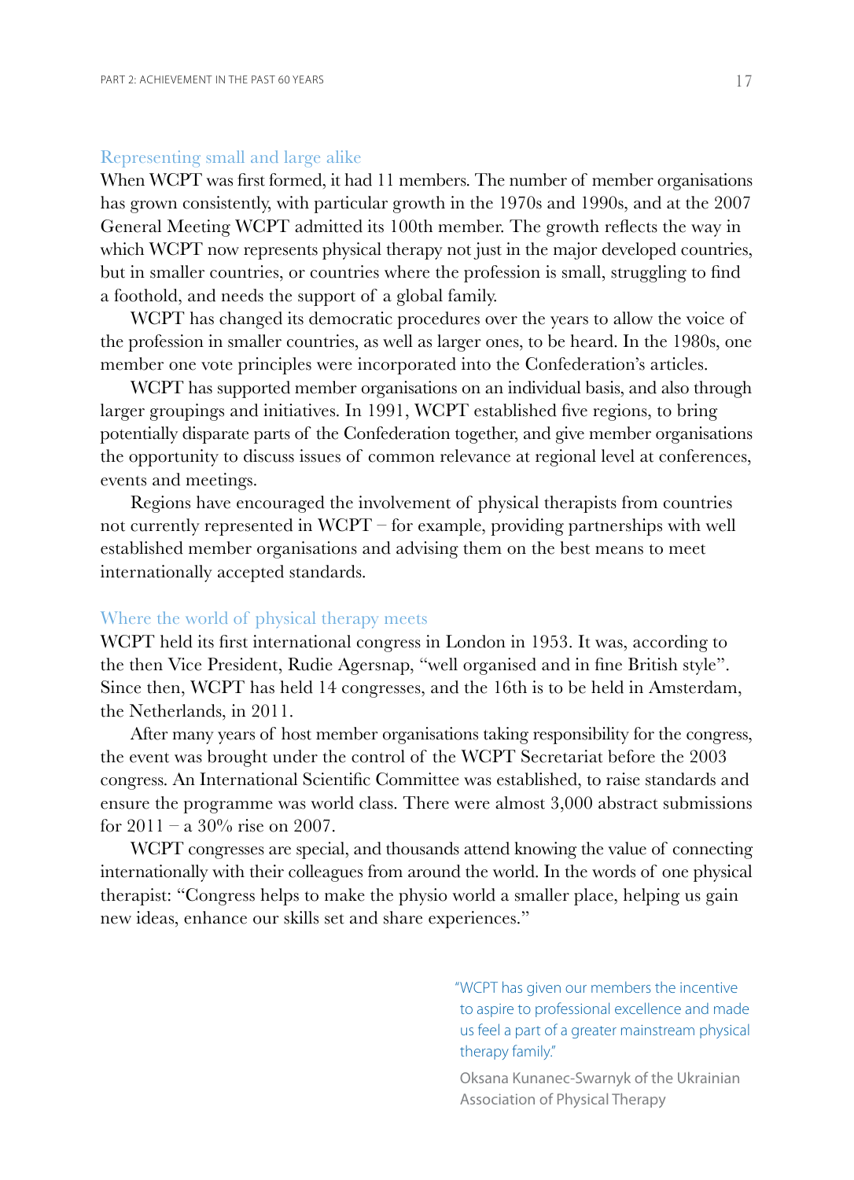## Representing small and large alike

When WCPT was first formed, it had 11 members. The number of member organisations has grown consistently, with particular growth in the 1970s and 1990s, and at the 2007 General Meeting WCPT admitted its 100th member. The growth reflects the way in which WCPT now represents physical therapy not just in the major developed countries, but in smaller countries, or countries where the profession is small, struggling to find a foothold, and needs the support of a global family.

WCPT has changed its democratic procedures over the years to allow the voice of the profession in smaller countries, as well as larger ones, to be heard. In the 1980s, one member one vote principles were incorporated into the Confederation's articles.

WCPT has supported member organisations on an individual basis, and also through larger groupings and initiatives. In 1991, WCPT established five regions, to bring potentially disparate parts of the Confederation together, and give member organisations the opportunity to discuss issues of common relevance at regional level at conferences, events and meetings.

Regions have encouraged the involvement of physical therapists from countries not currently represented in WCPT – for example, providing partnerships with well established member organisations and advising them on the best means to meet internationally accepted standards.

## Where the world of physical therapy meets

WCPT held its first international congress in London in 1953. It was, according to the then Vice President, Rudie Agersnap, "well organised and in fine British style". Since then, WCPT has held 14 congresses, and the 16th is to be held in Amsterdam, the Netherlands, in 2011.

After many years of host member organisations taking responsibility for the congress, the event was brought under the control of the WCPT Secretariat before the 2003 congress. An International Scientific Committee was established, to raise standards and ensure the programme was world class. There were almost 3,000 abstract submissions for 2011 – a 30% rise on 2007.

WCPT congresses are special, and thousands attend knowing the value of connecting internationally with their colleagues from around the world. In the words of one physical therapist: "Congress helps to make the physio world a smaller place, helping us gain new ideas, enhance our skills set and share experiences."

> "WCPT has given our members the incentive to aspire to professional excellence and made us feel a part of a greater mainstream physical therapy family."
>
> Oksana Kunanec-Swarnyk of the Ukrainian Association of Physical Therapy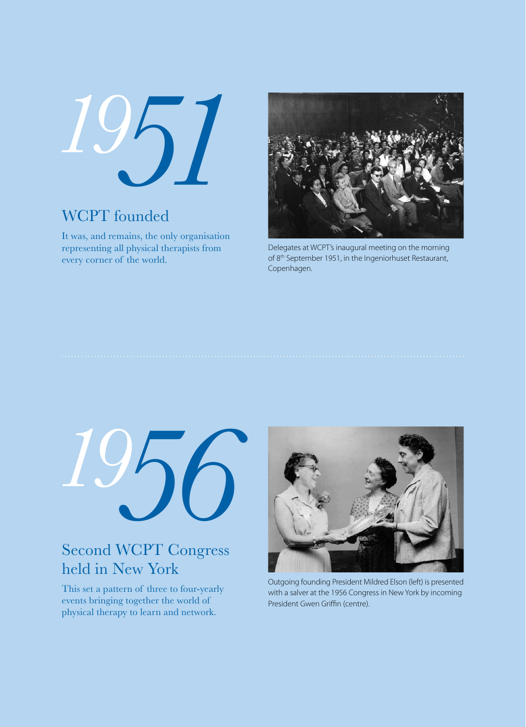# 1951

## WCPT founded

It was, and remains, the only organisation representing all physical therapists from every corner of the world.

Delegates at WCPT's inaugural meeting on the morning of 8th September 1951, in the Ingeniorhuset Restaurant, Copenhagen.

# 1956

## Second WCPT Congress held in New York

This set a pattern of three to four-yearly events bringing together the world of physical therapy to learn and network.

Outgoing founding President Mildred Elson (left) is presented with a salver at the 1956 Congress in New York by incoming President Gwen Griffin (centre).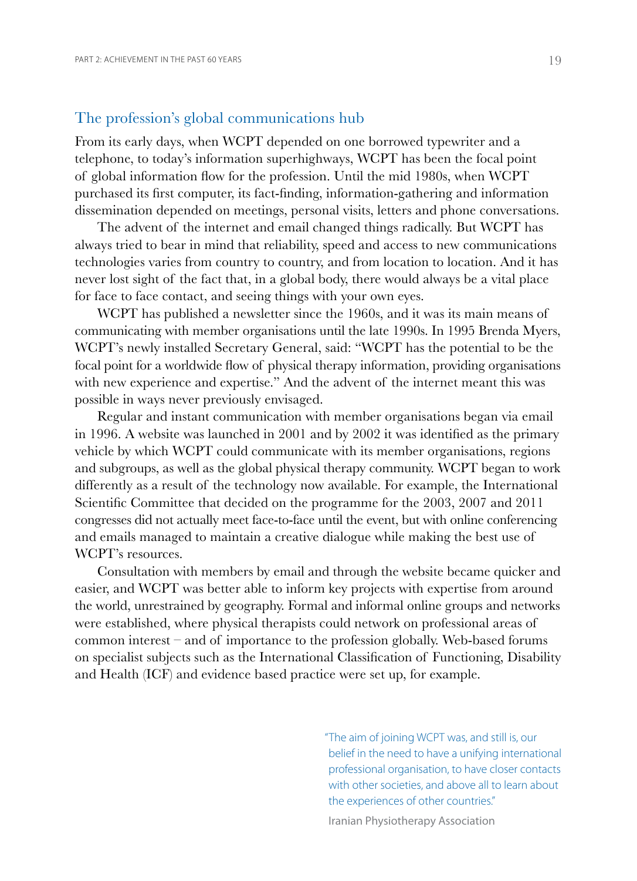## The profession's global communications hub

From its early days, when WCPT depended on one borrowed typewriter and a telephone, to today's information superhighways, WCPT has been the focal point of global information flow for the profession. Until the mid 1980s, when WCPT purchased its first computer, its fact-finding, information-gathering and information dissemination depended on meetings, personal visits, letters and phone conversations.

The advent of the internet and email changed things radically. But WCPT has always tried to bear in mind that reliability, speed and access to new communications technologies varies from country to country, and from location to location. And it has never lost sight of the fact that, in a global body, there would always be a vital place for face to face contact, and seeing things with your own eyes.

WCPT has published a newsletter since the 1960s, and it was its main means of communicating with member organisations until the late 1990s. In 1995 Brenda Myers, WCPT's newly installed Secretary General, said: "WCPT has the potential to be the focal point for a worldwide flow of physical therapy information, providing organisations with new experience and expertise." And the advent of the internet meant this was possible in ways never previously envisaged.

Regular and instant communication with member organisations began via email in 1996. A website was launched in 2001 and by 2002 it was identified as the primary vehicle by which WCPT could communicate with its member organisations, regions and subgroups, as well as the global physical therapy community. WCPT began to work differently as a result of the technology now available. For example, the International Scientific Committee that decided on the programme for the 2003, 2007 and 2011 congresses did not actually meet face-to-face until the event, but with online conferencing and emails managed to maintain a creative dialogue while making the best use of WCPT's resources.

Consultation with members by email and through the website became quicker and easier, and WCPT was better able to inform key projects with expertise from around the world, unrestrained by geography. Formal and informal online groups and networks were established, where physical therapists could network on professional areas of common interest – and of importance to the profession globally. Web-based forums on specialist subjects such as the International Classification of Functioning, Disability and Health (ICF) and evidence based practice were set up, for example.

> "The aim of joining WCPT was, and still is, our belief in the need to have a unifying international professional organisation, to have closer contacts with other societies, and above all to learn about the experiences of other countries."
>
> Iranian Physiotherapy Association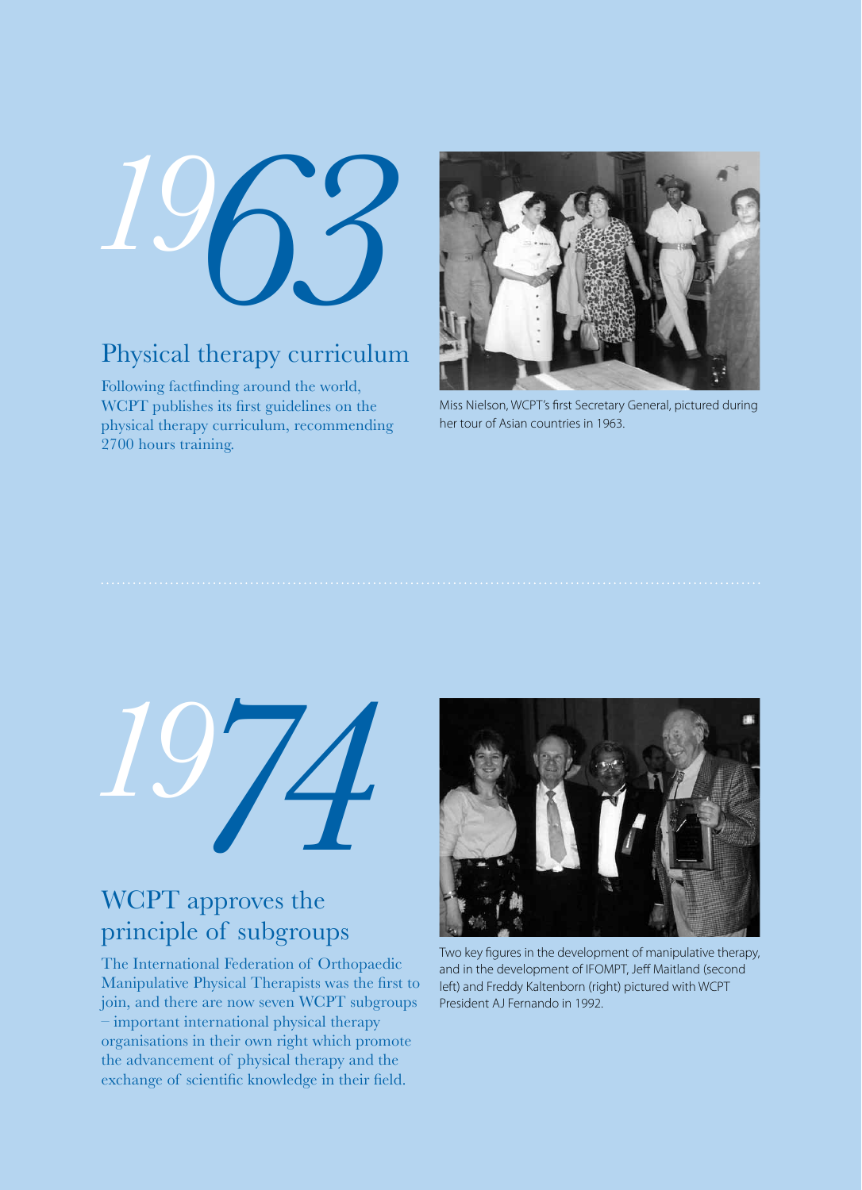# 1963

## Physical therapy curriculum

Following factfinding around the world, WCPT publishes its first guidelines on the physical therapy curriculum, recommending 2700 hours training.

Miss Nielson, WCPT's first Secretary General, pictured during her tour of Asian countries in 1963.

# 1974

## WCPT approves the principle of subgroups

The International Federation of Orthopaedic Manipulative Physical Therapists was the first to join, and there are now seven WCPT subgroups – important international physical therapy organisations in their own right which promote the advancement of physical therapy and the exchange of scientific knowledge in their field.

Two key figures in the development of manipulative therapy, and in the development of IFOMPT, Jeff Maitland (second left) and Freddy Kaltenborn (right) pictured with WCPT President AJ Fernando in 1992.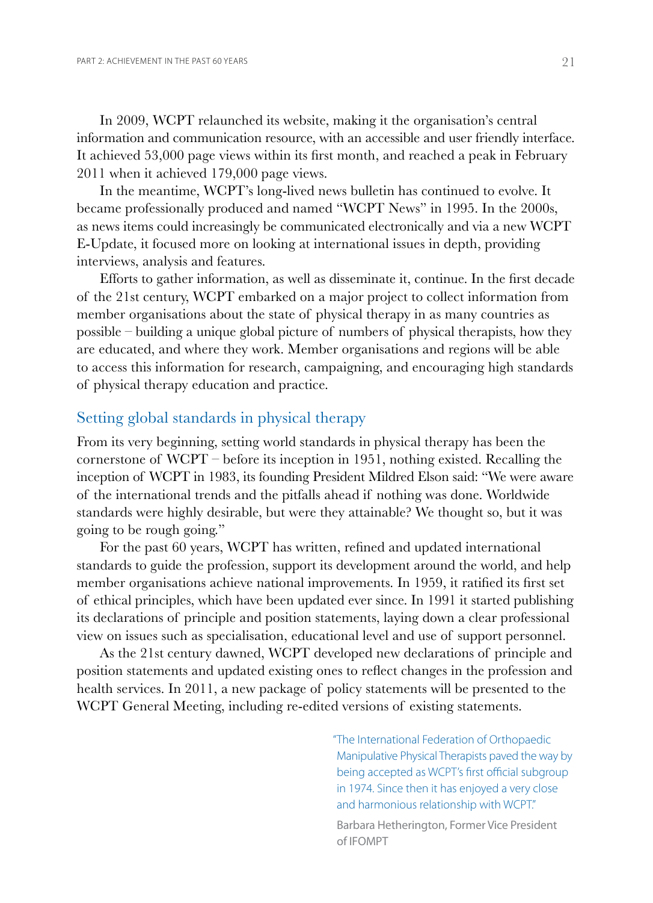In 2009, WCPT relaunched its website, making it the organisation's central information and communication resource, with an accessible and user friendly interface. It achieved 53,000 page views within its first month, and reached a peak in February 2011 when it achieved 179,000 page views.

In the meantime, WCPT's long-lived news bulletin has continued to evolve. It became professionally produced and named "WCPT News" in 1995. In the 2000s, as news items could increasingly be communicated electronically and via a new WCPT E-Update, it focused more on looking at international issues in depth, providing interviews, analysis and features.

Efforts to gather information, as well as disseminate it, continue. In the first decade of the 21st century, WCPT embarked on a major project to collect information from member organisations about the state of physical therapy in as many countries as possible – building a unique global picture of numbers of physical therapists, how they are educated, and where they work. Member organisations and regions will be able to access this information for research, campaigning, and encouraging high standards of physical therapy education and practice.

## Setting global standards in physical therapy

From its very beginning, setting world standards in physical therapy has been the cornerstone of WCPT – before its inception in 1951, nothing existed. Recalling the inception of WCPT in 1983, its founding President Mildred Elson said: "We were aware of the international trends and the pitfalls ahead if nothing was done. Worldwide standards were highly desirable, but were they attainable? We thought so, but it was going to be rough going."

For the past 60 years, WCPT has written, refined and updated international standards to guide the profession, support its development around the world, and help member organisations achieve national improvements. In 1959, it ratified its first set of ethical principles, which have been updated ever since. In 1991 it started publishing its declarations of principle and position statements, laying down a clear professional view on issues such as specialisation, educational level and use of support personnel.

As the 21st century dawned, WCPT developed new declarations of principle and position statements and updated existing ones to reflect changes in the profession and health services. In 2011, a new package of policy statements will be presented to the WCPT General Meeting, including re-edited versions of existing statements.

> "The International Federation of Orthopaedic Manipulative Physical Therapists paved the way by being accepted as WCPT's first official subgroup in 1974. Since then it has enjoyed a very close and harmonious relationship with WCPT."
>
> Barbara Hetherington, Former Vice President of IFOMPT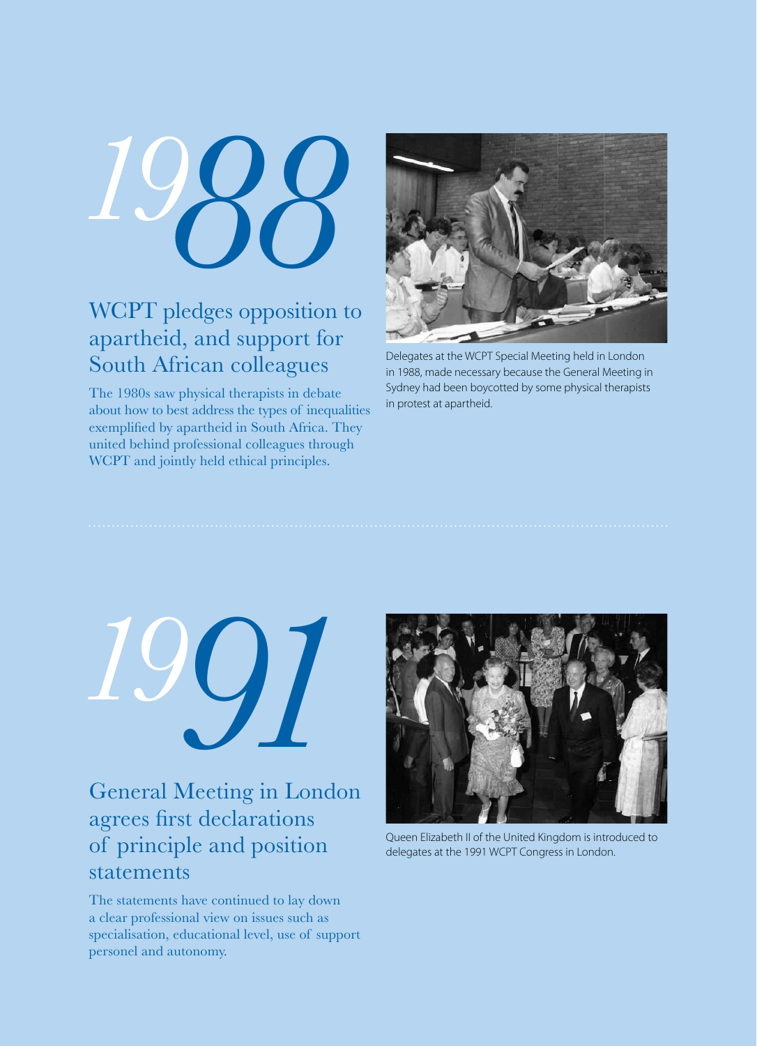# 1988

## WCPT pledges opposition to apartheid, and support for South African colleagues

The 1980s saw physical therapists in debate about how to best address the types of inequalities exemplified by apartheid in South Africa. They united behind professional colleagues through WCPT and jointly held ethical principles.

Delegates at the WCPT Special Meeting held in London in 1988, made necessary because the General Meeting in Sydney had been boycotted by some physical therapists in protest at apartheid.

# 1991

## General Meeting in London agrees first declarations of principle and position statements

The statements have continued to lay down a clear professional view on issues such as specialisation, educational level, use of support personel and autonomy.

Queen Elizabeth II of the United Kingdom is introduced to delegates at the 1991 WCPT Congress in London.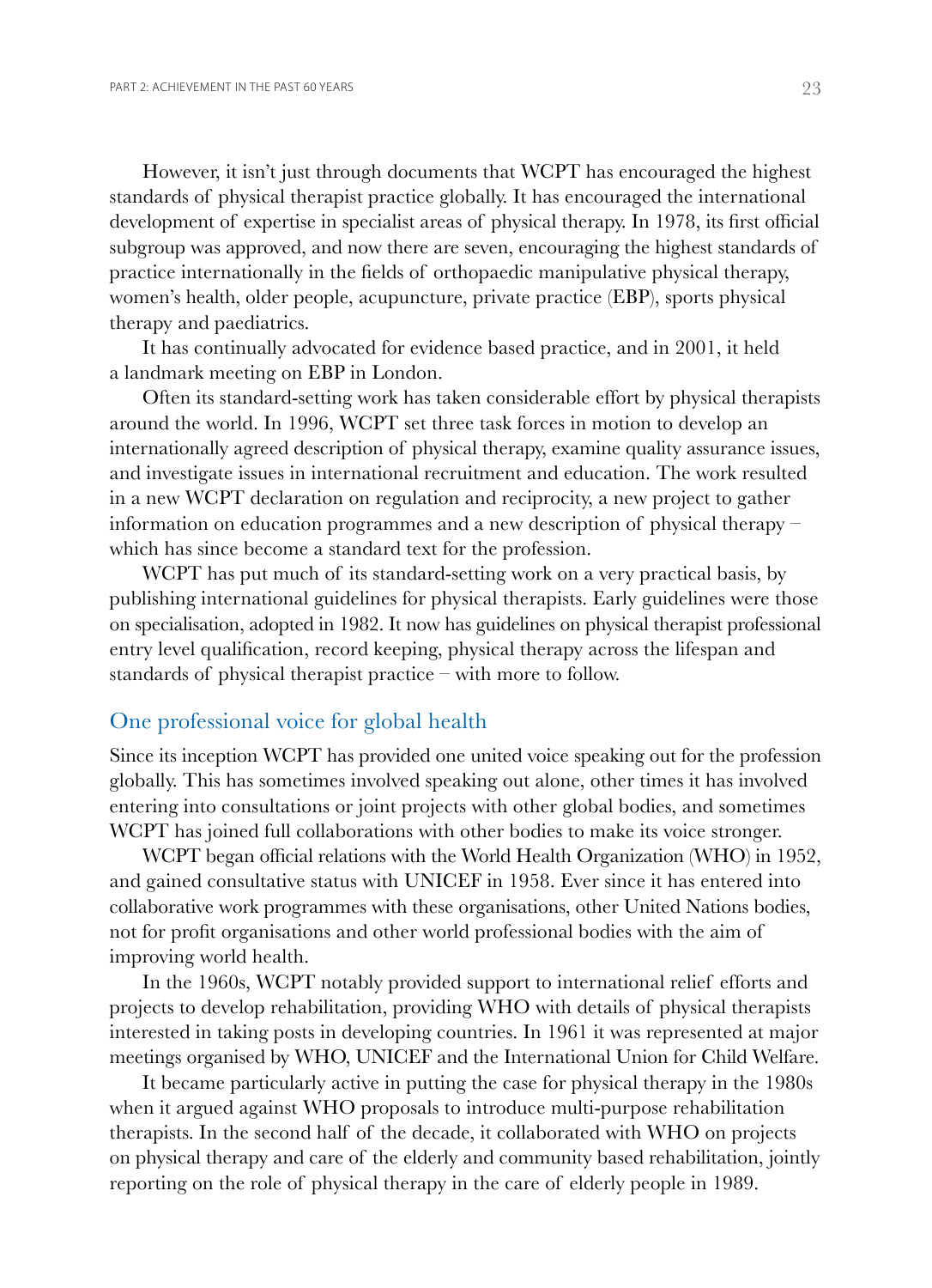However, it isn't just through documents that WCPT has encouraged the highest standards of physical therapist practice globally. It has encouraged the international development of expertise in specialist areas of physical therapy. In 1978, its first official subgroup was approved, and now there are seven, encouraging the highest standards of practice internationally in the fields of orthopaedic manipulative physical therapy, women's health, older people, acupuncture, private practice (EBP), sports physical therapy and paediatrics.

It has continually advocated for evidence based practice, and in 2001, it held a landmark meeting on EBP in London.

Often its standard-setting work has taken considerable effort by physical therapists around the world. In 1996, WCPT set three task forces in motion to develop an internationally agreed description of physical therapy, examine quality assurance issues, and investigate issues in international recruitment and education. The work resulted in a new WCPT declaration on regulation and reciprocity, a new project to gather information on education programmes and a new description of physical therapy – which has since become a standard text for the profession.

WCPT has put much of its standard-setting work on a very practical basis, by publishing international guidelines for physical therapists. Early guidelines were those on specialisation, adopted in 1982. It now has guidelines on physical therapist professional entry level qualification, record keeping, physical therapy across the lifespan and standards of physical therapist practice – with more to follow.

## One professional voice for global health

Since its inception WCPT has provided one united voice speaking out for the profession globally. This has sometimes involved speaking out alone, other times it has involved entering into consultations or joint projects with other global bodies, and sometimes WCPT has joined full collaborations with other bodies to make its voice stronger.

WCPT began official relations with the World Health Organization (WHO) in 1952, and gained consultative status with UNICEF in 1958. Ever since it has entered into collaborative work programmes with these organisations, other United Nations bodies, not for profit organisations and other world professional bodies with the aim of improving world health.

In the 1960s, WCPT notably provided support to international relief efforts and projects to develop rehabilitation, providing WHO with details of physical therapists interested in taking posts in developing countries. In 1961 it was represented at major meetings organised by WHO, UNICEF and the International Union for Child Welfare.

It became particularly active in putting the case for physical therapy in the 1980s when it argued against WHO proposals to introduce multi-purpose rehabilitation therapists. In the second half of the decade, it collaborated with WHO on projects on physical therapy and care of the elderly and community based rehabilitation, jointly reporting on the role of physical therapy in the care of elderly people in 1989.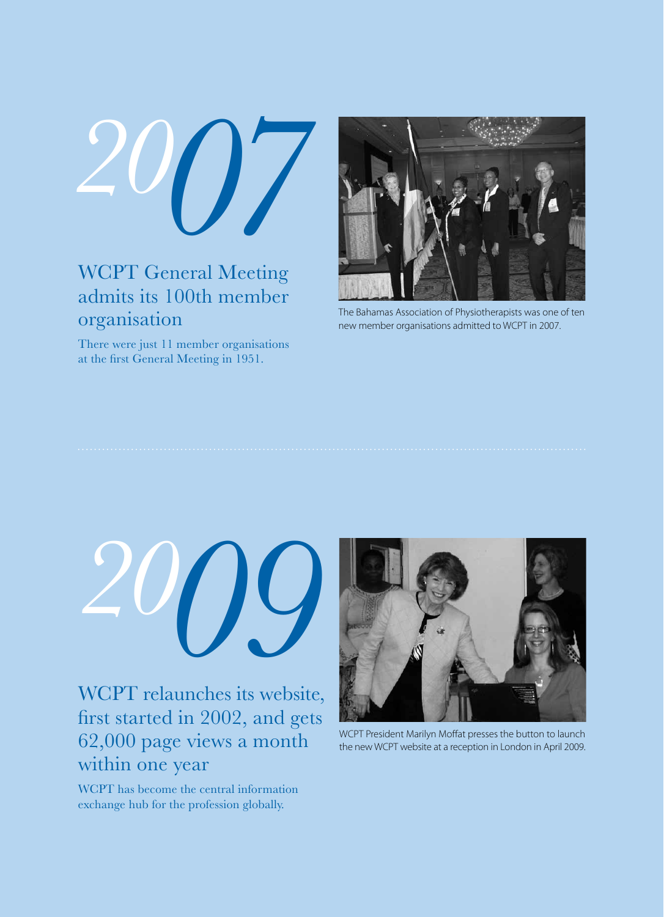# 2007

## WCPT General Meeting admits its 100th member organisation

There were just 11 member organisations at the first General Meeting in 1951.

The Bahamas Association of Physiotherapists was one of ten new member organisations admitted to WCPT in 2007.

# 2009

## WCPT relaunches its website, first started in 2002, and gets 62,000 page views a month within one year

WCPT has become the central information exchange hub for the profession globally.

WCPT President Marilyn Moffat presses the button to launch the new WCPT website at a reception in London in April 2009.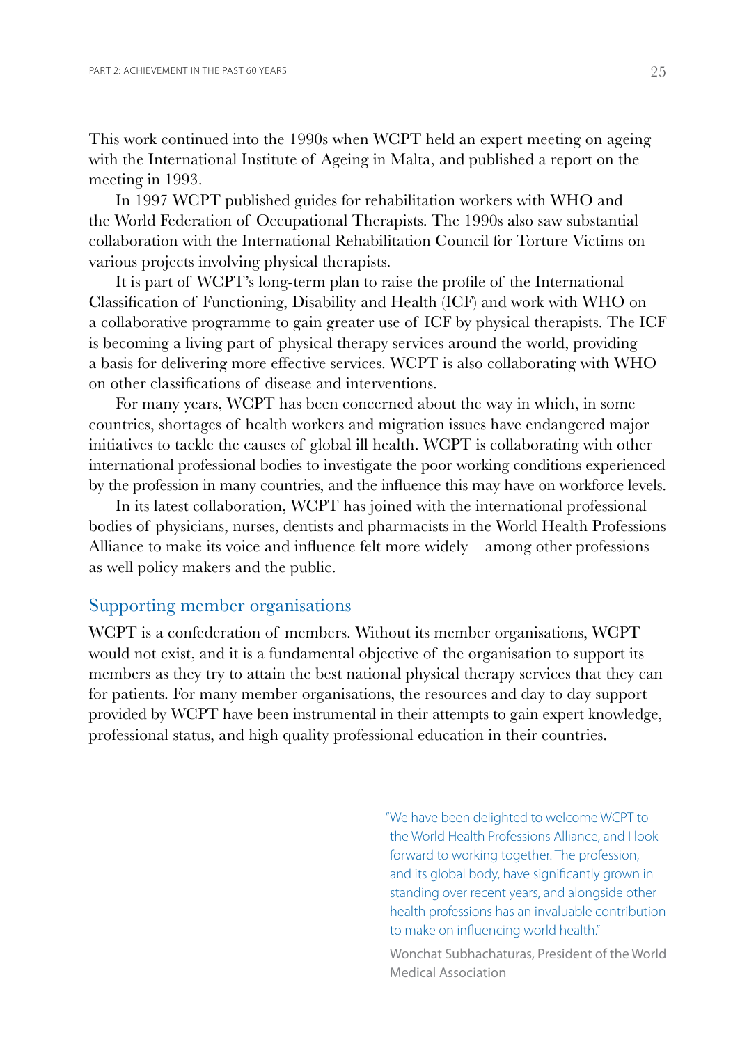This work continued into the 1990s when WCPT held an expert meeting on ageing with the International Institute of Ageing in Malta, and published a report on the meeting in 1993.

In 1997 WCPT published guides for rehabilitation workers with WHO and the World Federation of Occupational Therapists. The 1990s also saw substantial collaboration with the International Rehabilitation Council for Torture Victims on various projects involving physical therapists.

It is part of WCPT's long-term plan to raise the profile of the International Classification of Functioning, Disability and Health (ICF) and work with WHO on a collaborative programme to gain greater use of ICF by physical therapists. The ICF is becoming a living part of physical therapy services around the world, providing a basis for delivering more effective services. WCPT is also collaborating with WHO on other classifications of disease and interventions.

For many years, WCPT has been concerned about the way in which, in some countries, shortages of health workers and migration issues have endangered major initiatives to tackle the causes of global ill health. WCPT is collaborating with other international professional bodies to investigate the poor working conditions experienced by the profession in many countries, and the influence this may have on workforce levels.

In its latest collaboration, WCPT has joined with the international professional bodies of physicians, nurses, dentists and pharmacists in the World Health Professions Alliance to make its voice and influence felt more widely – among other professions as well policy makers and the public.

## Supporting member organisations

WCPT is a confederation of members. Without its member organisations, WCPT would not exist, and it is a fundamental objective of the organisation to support its members as they try to attain the best national physical therapy services that they can for patients. For many member organisations, the resources and day to day support provided by WCPT have been instrumental in their attempts to gain expert knowledge, professional status, and high quality professional education in their countries.

> "We have been delighted to welcome WCPT to the World Health Professions Alliance, and I look forward to working together. The profession, and its global body, have significantly grown in standing over recent years, and alongside other health professions has an invaluable contribution to make on influencing world health."
>
> Wonchat Subhachaturas, President of the World Medical Association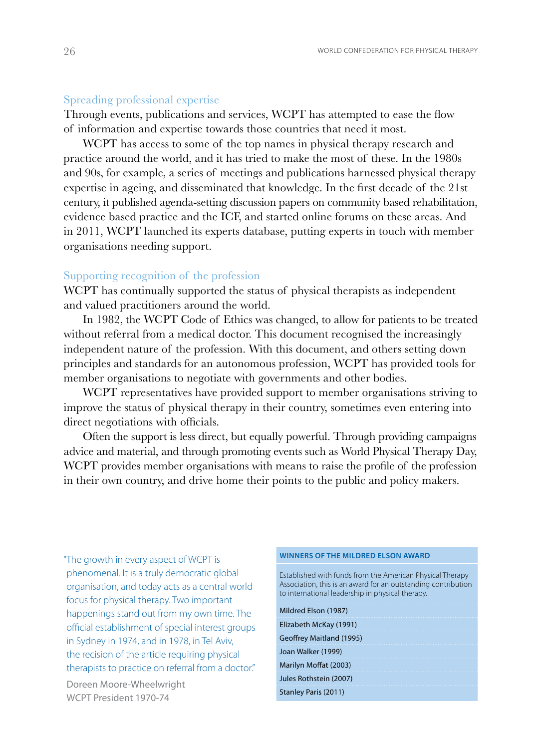## Spreading professional expertise

Through events, publications and services, WCPT has attempted to ease the flow of information and expertise towards those countries that need it most.

WCPT has access to some of the top names in physical therapy research and practice around the world, and it has tried to make the most of these. In the 1980s and 90s, for example, a series of meetings and publications harnessed physical therapy expertise in ageing, and disseminated that knowledge. In the first decade of the 21st century, it published agenda-setting discussion papers on community based rehabilitation, evidence based practice and the ICF, and started online forums on these areas. And in 2011, WCPT launched its experts database, putting experts in touch with member organisations needing support.

## Supporting recognition of the profession

WCPT has continually supported the status of physical therapists as independent and valued practitioners around the world.

In 1982, the WCPT Code of Ethics was changed, to allow for patients to be treated without referral from a medical doctor. This document recognised the increasingly independent nature of the profession. With this document, and others setting down principles and standards for an autonomous profession, WCPT has provided tools for member organisations to negotiate with governments and other bodies.

WCPT representatives have provided support to member organisations striving to improve the status of physical therapy in their country, sometimes even entering into direct negotiations with officials.

Often the support is less direct, but equally powerful. Through providing campaigns advice and material, and through promoting events such as World Physical Therapy Day, WCPT provides member organisations with means to raise the profile of the profession in their own country, and drive home their points to the public and policy makers.

"The growth in every aspect of WCPT is phenomenal. It is a truly democratic global organisation, and today acts as a central world focus for physical therapy. Two important happenings stand out from my own time. The official establishment of special interest groups in Sydney in 1974, and in 1978, in Tel Aviv, the recision of the article requiring physical therapists to practice on referral from a doctor."

Doreen Moore-Wheelwright
WCPT President 1970-74

| WINNERS OF THE MILDRED ELSON AWARD |
| --- |
| Established with funds from the American Physical Therapy Association, this is an award for an outstanding contribution to international leadership in physical therapy. |
| Mildred Elson (1987) |
| Elizabeth McKay (1991) |
| Geoffrey Maitland (1995) |
| Joan Walker (1999) |
| Marilyn Moffat (2003) |
| Jules Rothstein (2007) |
| Stanley Paris (2011) |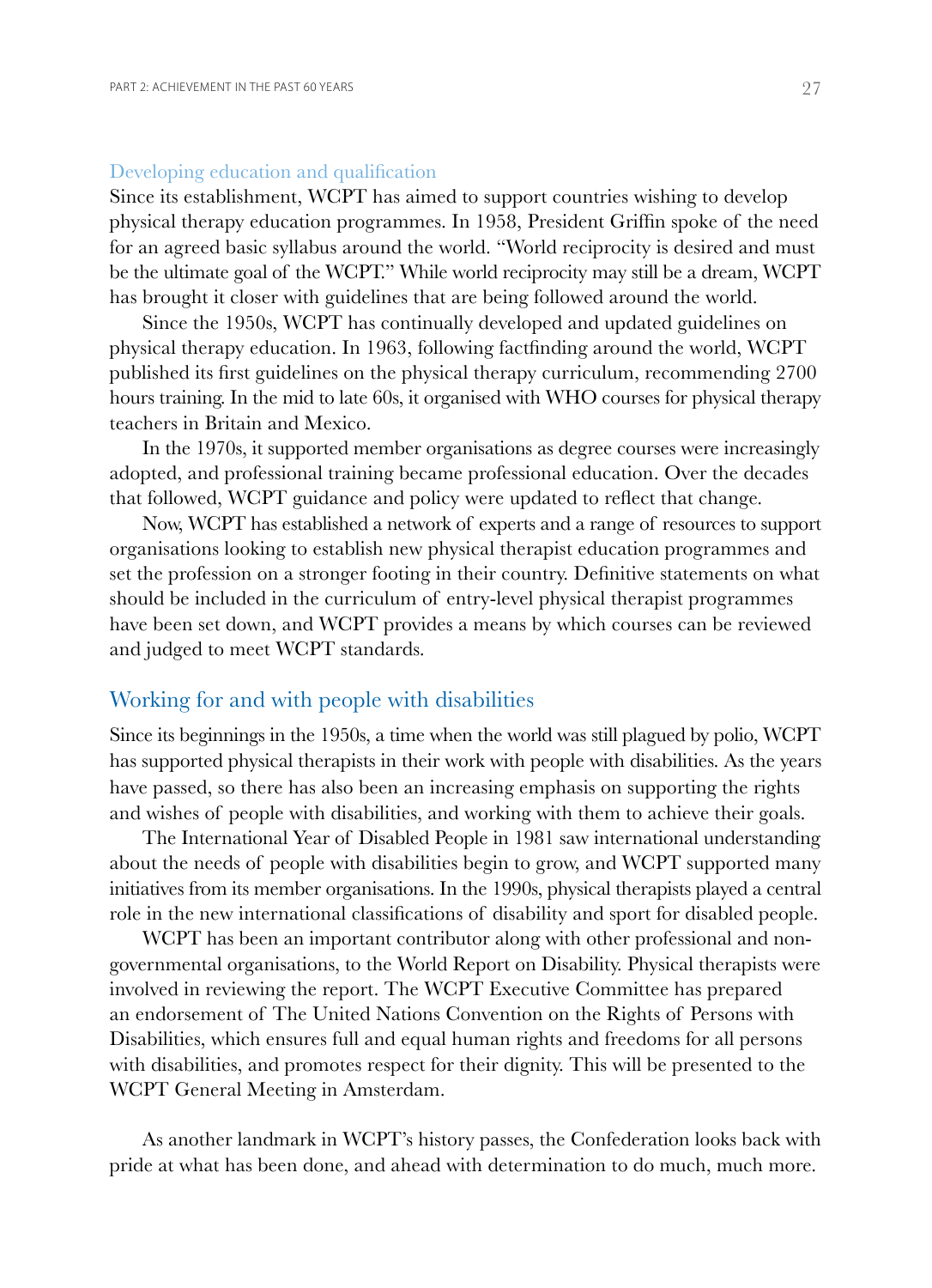## Developing education and qualification

Since its establishment, WCPT has aimed to support countries wishing to develop physical therapy education programmes. In 1958, President Griffin spoke of the need for an agreed basic syllabus around the world. "World reciprocity is desired and must be the ultimate goal of the WCPT." While world reciprocity may still be a dream, WCPT has brought it closer with guidelines that are being followed around the world.

Since the 1950s, WCPT has continually developed and updated guidelines on physical therapy education. In 1963, following factfinding around the world, WCPT published its first guidelines on the physical therapy curriculum, recommending 2700 hours training. In the mid to late 60s, it organised with WHO courses for physical therapy teachers in Britain and Mexico.

In the 1970s, it supported member organisations as degree courses were increasingly adopted, and professional training became professional education. Over the decades that followed, WCPT guidance and policy were updated to reflect that change.

Now, WCPT has established a network of experts and a range of resources to support organisations looking to establish new physical therapist education programmes and set the profession on a stronger footing in their country. Definitive statements on what should be included in the curriculum of entry-level physical therapist programmes have been set down, and WCPT provides a means by which courses can be reviewed and judged to meet WCPT standards.

## Working for and with people with disabilities

Since its beginnings in the 1950s, a time when the world was still plagued by polio, WCPT has supported physical therapists in their work with people with disabilities. As the years have passed, so there has also been an increasing emphasis on supporting the rights and wishes of people with disabilities, and working with them to achieve their goals.

The International Year of Disabled People in 1981 saw international understanding about the needs of people with disabilities begin to grow, and WCPT supported many initiatives from its member organisations. In the 1990s, physical therapists played a central role in the new international classifications of disability and sport for disabled people.

WCPT has been an important contributor along with other professional and non-governmental organisations, to the World Report on Disability. Physical therapists were involved in reviewing the report. The WCPT Executive Committee has prepared an endorsement of The United Nations Convention on the Rights of Persons with Disabilities, which ensures full and equal human rights and freedoms for all persons with disabilities, and promotes respect for their dignity. This will be presented to the WCPT General Meeting in Amsterdam.

As another landmark in WCPT's history passes, the Confederation looks back with pride at what has been done, and ahead with determination to do much, much more.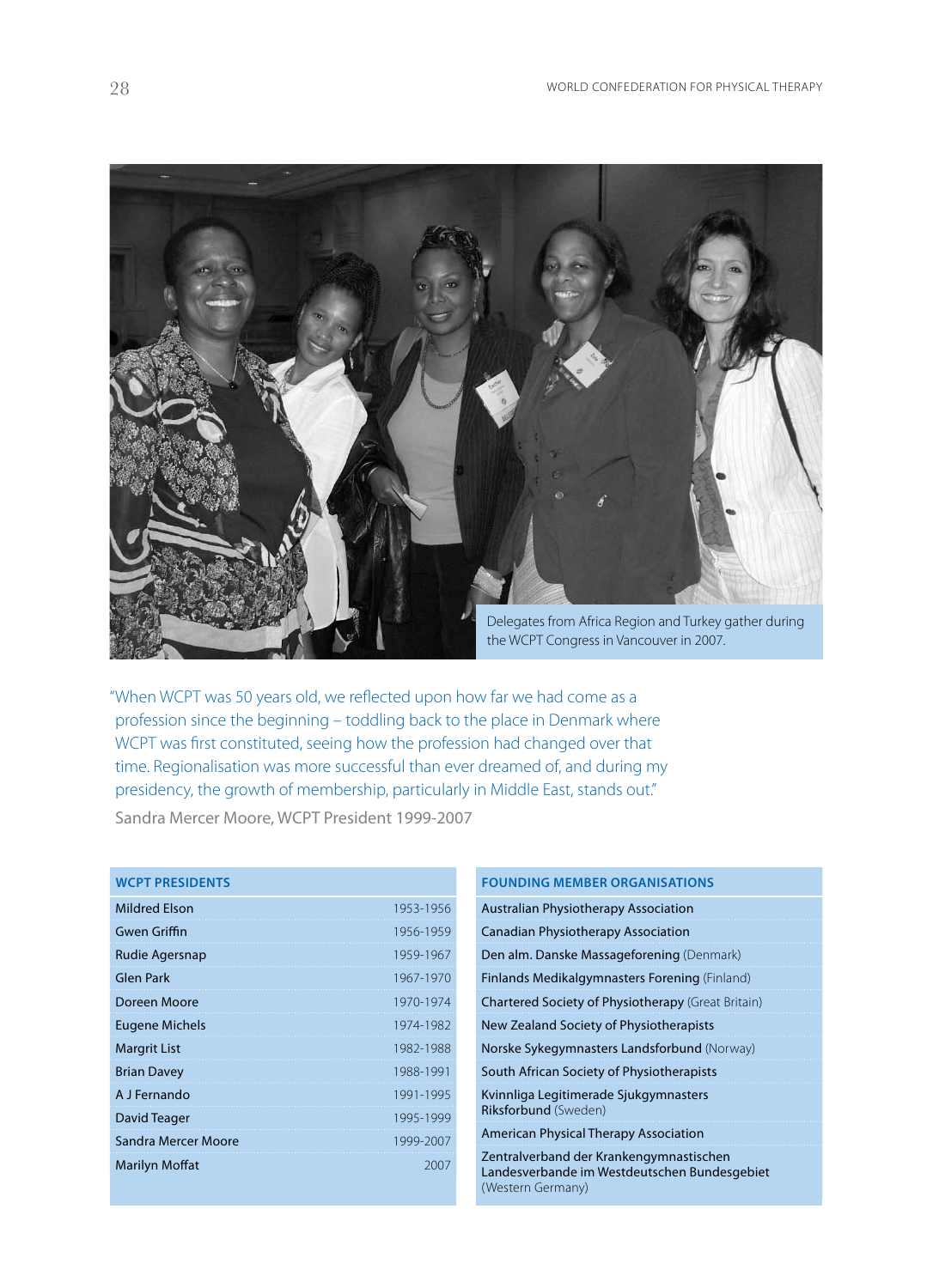Delegates from Africa Region and Turkey gather during the WCPT Congress in Vancouver in 2007.

"When WCPT was 50 years old, we reflected upon how far we had come as a profession since the beginning – toddling back to the place in Denmark where WCPT was first constituted, seeing how the profession had changed over that time. Regionalisation was more successful than ever dreamed of, and during my presidency, the growth of membership, particularly in Middle East, stands out."

Sandra Mercer Moore, WCPT President 1999-2007

| WCPT PRESIDENTS | |
|---|---|
| Mildred Elson | 1953-1956 |
| Gwen Griffin | 1956-1959 |
| Rudie Agersnap | 1959-1967 |
| Glen Park | 1967-1970 |
| Doreen Moore | 1970-1974 |
| Eugene Michels | 1974-1982 |
| Margrit List | 1982-1988 |
| Brian Davey | 1988-1991 |
| A J Fernando | 1991-1995 |
| David Teager | 1995-1999 |
| Sandra Mercer Moore | 1999-2007 |
| Marilyn Moffat | 2007 |

| FOUNDING MEMBER ORGANISATIONS |
|---|
| Australian Physiotherapy Association |
| Canadian Physiotherapy Association |
| Den alm. Danske Massageforening (Denmark) |
| Finlands Medikalgymnasters Forening (Finland) |
| Chartered Society of Physiotherapy (Great Britain) |
| New Zealand Society of Physiotherapists |
| Norske Sykegymnasters Landsforbund (Norway) |
| South African Society of Physiotherapists |
| Kvinnliga Legitimerade Sjukgymnasters Riksforbund (Sweden) |
| American Physical Therapy Association |
| Zentralverband der Krankengymnastischen Landesverbande im Westdeutschen Bundesgebiet (Western Germany) |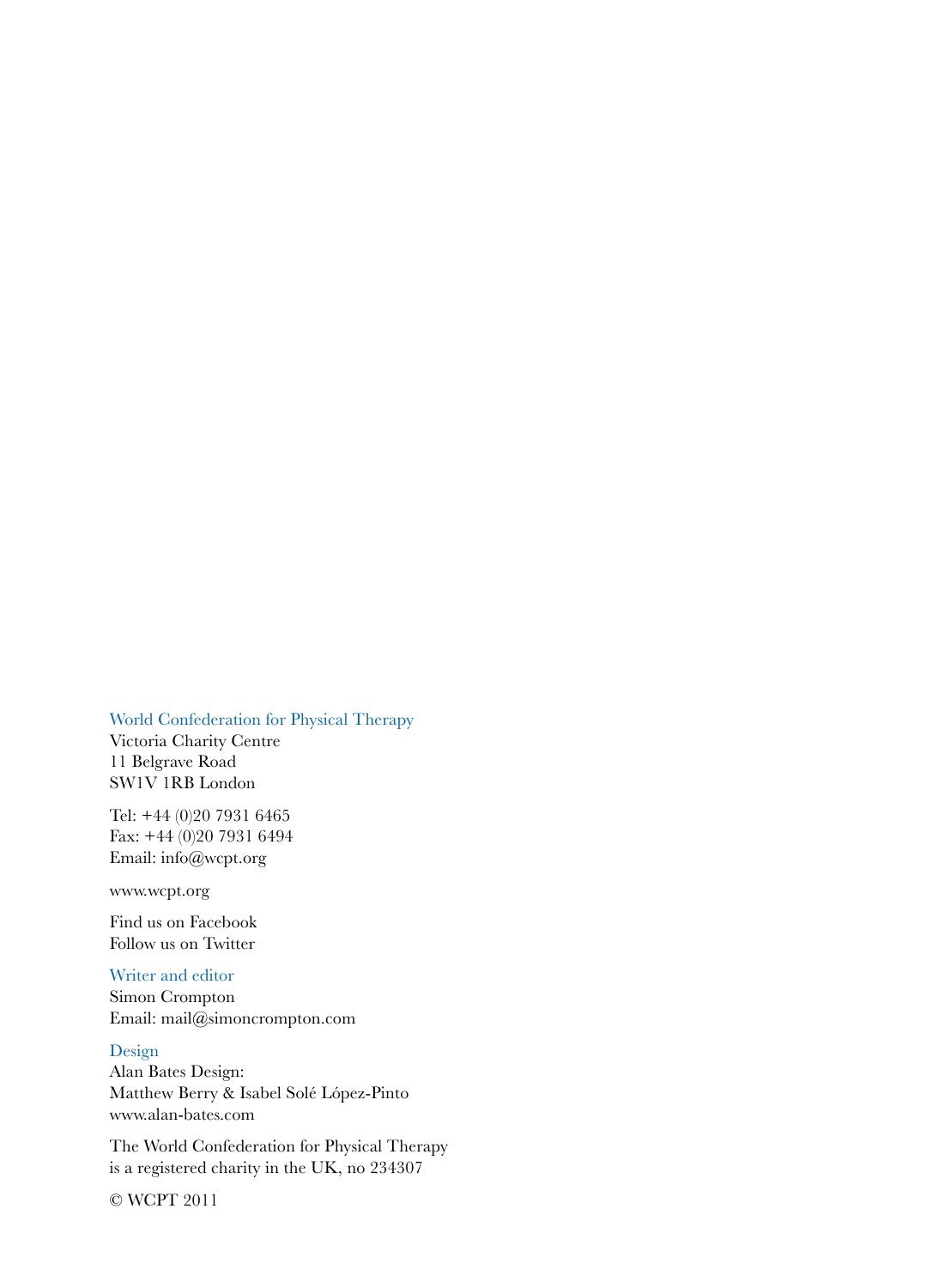World Confederation for Physical Therapy
Victoria Charity Centre
11 Belgrave Road
SW1V 1RB London

Tel: +44 (0)20 7931 6465
Fax: +44 (0)20 7931 6494
Email: info@wcpt.org

www.wcpt.org

Find us on Facebook
Follow us on Twitter

Writer and editor
Simon Crompton
Email: mail@simoncrompton.com

Design
Alan Bates Design:
Matthew Berry & Isabel Solé López-Pinto
www.alan-bates.com

The World Confederation for Physical Therapy
is a registered charity in the UK, no 234307

© WCPT 2011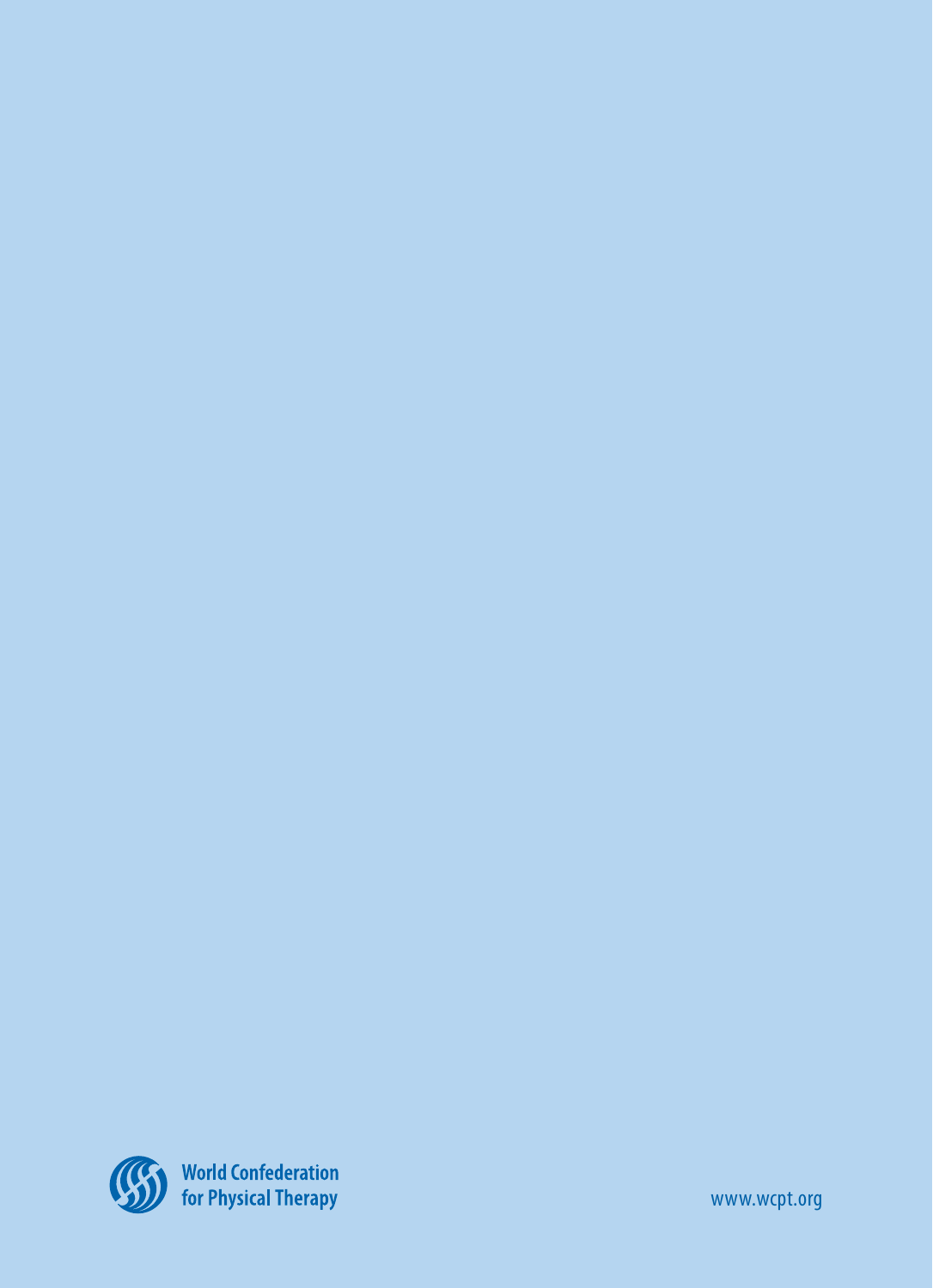World Confederation for Physical Therapy

www.wcpt.org